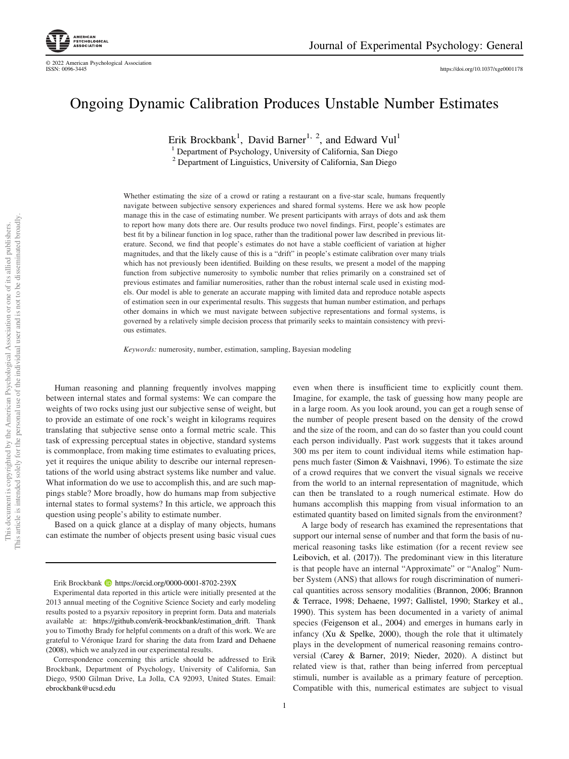# Ongoing Dynamic Calibration Produces Unstable Number Estimates

Erik Brockbank[1], David Barner[1, 2], and Edward Vul[1]

[1] Department of Psychology, University of California, San Diego
[2] Department of Linguistics, University of California, San Diego

Whether estimating the size of a crowd or rating a restaurant on a five-star scale, humans frequently navigate between subjective sensory experiences and shared formal systems. Here we ask how people manage this in the case of estimating number. We present participants with arrays of dots and ask them to report how many dots there are. Our results produce two novel findings. First, people's estimates are best fit by a bilinear function in log space, rather than the traditional power law described in previous literature. Second, we find that people's estimates do not have a stable coefficient of variation at higher magnitudes, and that the likely cause of this is a "drift" in people's estimate calibration over many trials which has not previously been identified. Building on these results, we present a model of the mapping function from subjective numerosity to symbolic number that relies primarily on a constrained set of previous estimates and familiar numerosities, rather than the robust internal scale used in existing models. Our model is able to generate an accurate mapping with limited data and reproduce notable aspects of estimation seen in our experimental results. This suggests that human number estimation, and perhaps other domains in which we must navigate between subjective representations and formal systems, is governed by a relatively simple decision process that primarily seeks to maintain consistency with previous estimates.

*Keywords:* numerosity, number, estimation, sampling, Bayesian modeling

Human reasoning and planning frequently involves mapping between internal states and formal systems: We can compare the weights of two rocks using just our subjective sense of weight, but to provide an estimate of one rock's weight in kilograms requires translating that subjective sense onto a formal metric scale. This task of expressing perceptual states in objective, standard systems is commonplace, from making time estimates to evaluating prices, yet it requires the unique ability to describe our internal representations of the world using abstract systems like number and value. What information do we use to accomplish this, and are such mappings stable? More broadly, how do humans map from subjective internal states to formal systems? In this article, we approach this question using people's ability to estimate number.

Based on a quick glance at a display of many objects, humans can estimate the number of objects present using basic visual cues even when there is insufficient time to explicitly count them. Imagine, for example, the task of guessing how many people are in a large room. As you look around, you can get a rough sense of the number of people present based on the density of the crowd and the size of the room, and can do so faster than you could count each person individually. Past work suggests that it takes around 300 ms per item to count individual items while estimation happens much faster (Simon & Vaishnavi, 1996). To estimate the size of a crowd requires that we convert the visual signals we receive from the world to an internal representation of magnitude, which can then be translated to a rough numerical estimate. How do humans accomplish this mapping from visual information to an estimated quantity based on limited signals from the environment?

A large body of research has examined the representations that support our internal sense of number and that form the basis of numerical reasoning tasks like estimation (for a recent review see Leibovich, et al. (2017)). The predominant view in this literature is that people have an internal "Approximate" or "Analog" Number System (ANS) that allows for rough discrimination of numerical quantities across sensory modalities (Brannon, 2006; Brannon & Terrace, 1998; Dehaene, 1997; Gallistel, 1990; Starkey et al., 1990). This system has been documented in a variety of animal species (Feigenson et al., 2004) and emerges in humans early in infancy (Xu & Spelke, 2000), though the role that it ultimately plays in the development of numerical reasoning remains controversial (Carey & Barner, 2019; Nieder, 2020). A distinct but related view is that, rather than being inferred from perceptual stimuli, number is available as a primary feature of perception. Compatible with this, numerical estimates are subject to visual

---

Erik Brockbank https://orcid.org/0000-0001-8702-239X

Experimental data reported in this article were initially presented at the 2013 annual meeting of the Cognitive Science Society and early modeling results posted to a psyarxiv repository in preprint form. Data and materials available at: https://github.com/erik-brockbank/estimation_drift. Thank you to Timothy Brady for helpful comments on a draft of this work. We are grateful to Véronique Izard for sharing the data from Izard and Dehaene (2008), which we analyzed in our experimental results.

Correspondence concerning this article should be addressed to Erik Brockbank, Department of Psychology, University of California, San Diego, 9500 Gilman Drive, La Jolla, CA 92093, United States. Email: ebrockbank@ucsd.edu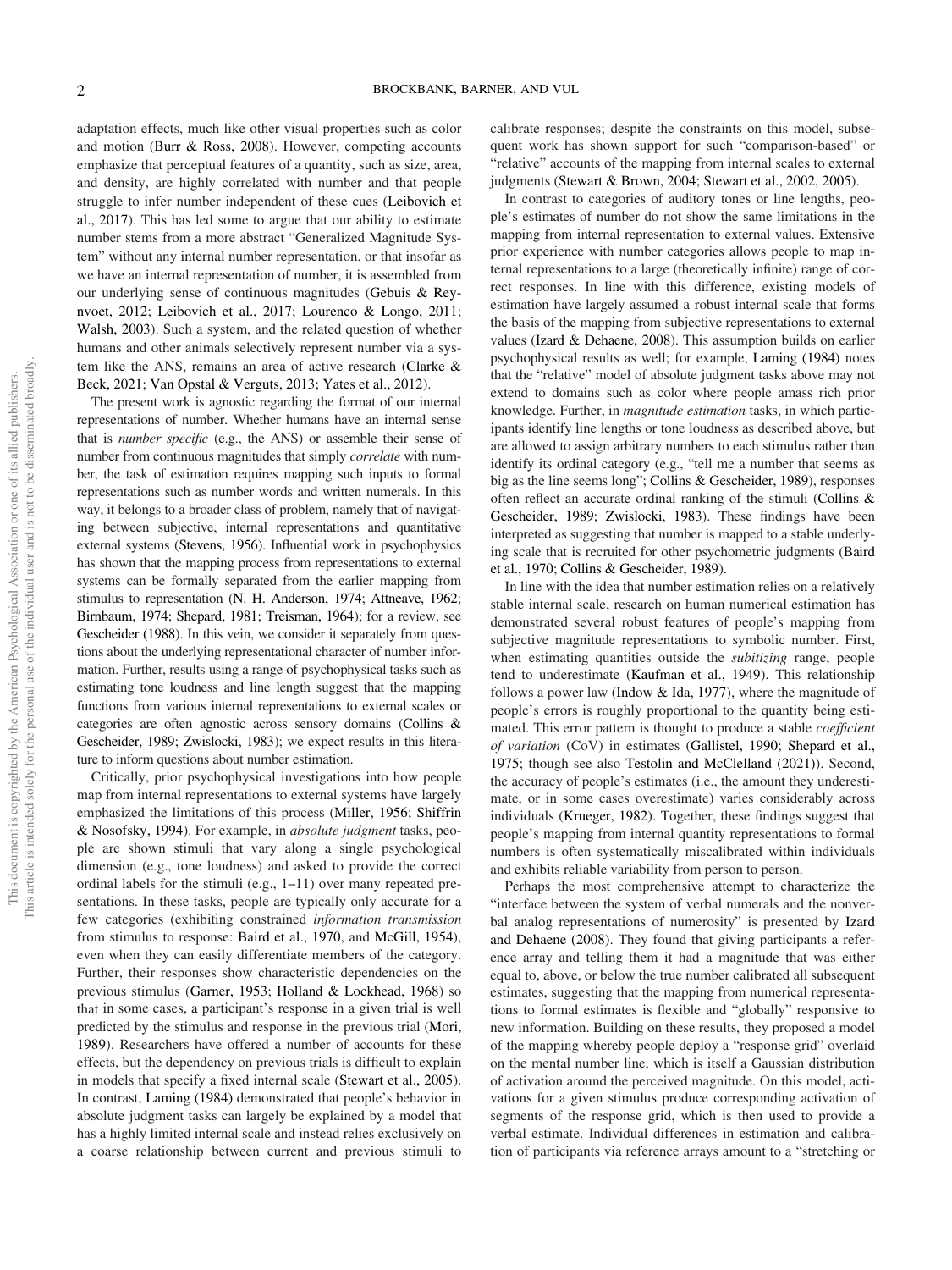adaptation effects, much like other visual properties such as color and motion (Burr & Ross, 2008). However, competing accounts emphasize that perceptual features of a quantity, such as size, area, and density, are highly correlated with number and that people struggle to infer number independent of these cues (Leibovich et al., 2017). This has led some to argue that our ability to estimate number stems from a more abstract "Generalized Magnitude System" without any internal number representation, or that insofar as we have an internal representation of number, it is assembled from our underlying sense of continuous magnitudes (Gebuis & Reynvoet, 2012; Leibovich et al., 2017; Lourenco & Longo, 2011; Walsh, 2003). Such a system, and the related question of whether humans and other animals selectively represent number via a system like the ANS, remains an area of active research (Clarke & Beck, 2021; Van Opstal & Verguts, 2013; Yates et al., 2012).

The present work is agnostic regarding the format of our internal representations of number. Whether humans have an internal sense that is *number specific* (e.g., the ANS) or assemble their sense of number from continuous magnitudes that simply *correlate* with number, the task of estimation requires mapping such inputs to formal representations such as number words and written numerals. In this way, it belongs to a broader class of problem, namely that of navigating between subjective, internal representations and quantitative external systems (Stevens, 1956). Influential work in psychophysics has shown that the mapping process from representations to external systems can be formally separated from the earlier mapping from stimulus to representation (N. H. Anderson, 1974; Attneave, 1962; Birnbaum, 1974; Shepard, 1981; Treisman, 1964); for a review, see Gescheider (1988). In this vein, we consider it separately from questions about the underlying representational character of number information. Further, results using a range of psychophysical tasks such as estimating tone loudness and line length suggest that the mapping functions from various internal representations to external scales or categories are often agnostic across sensory domains (Collins & Gescheider, 1989; Zwislocki, 1983); we expect results in this literature to inform questions about number estimation.

Critically, prior psychophysical investigations into how people map from internal representations to external systems have largely emphasized the limitations of this process (Miller, 1956; Shiffrin & Nosofsky, 1994). For example, in *absolute judgment* tasks, people are shown stimuli that vary along a single psychological dimension (e.g., tone loudness) and asked to provide the correct ordinal labels for the stimuli (e.g., 1–11) over many repeated presentations. In these tasks, people are typically only accurate for a few categories (exhibiting constrained *information transmission* from stimulus to response: Baird et al., 1970, and McGill, 1954), even when they can easily differentiate members of the category. Further, their responses show characteristic dependencies on the previous stimulus (Garner, 1953; Holland & Lockhead, 1968) so that in some cases, a participant's response in a given trial is well predicted by the stimulus and response in the previous trial (Mori, 1989). Researchers have offered a number of accounts for these effects, but the dependency on previous trials is difficult to explain in models that specify a fixed internal scale (Stewart et al., 2005). In contrast, Laming (1984) demonstrated that people's behavior in absolute judgment tasks can largely be explained by a model that has a highly limited internal scale and instead relies exclusively on a coarse relationship between current and previous stimuli to calibrate responses; despite the constraints on this model, subsequent work has shown support for such "comparison-based" or "relative" accounts of the mapping from internal scales to external judgments (Stewart & Brown, 2004; Stewart et al., 2002, 2005).

In contrast to categories of auditory tones or line lengths, people's estimates of number do not show the same limitations in the mapping from internal representation to external values. Extensive prior experience with number categories allows people to map internal representations to a large (theoretically infinite) range of correct responses. In line with this difference, existing models of estimation have largely assumed a robust internal scale that forms the basis of the mapping from subjective representations to external values (Izard & Dehaene, 2008). This assumption builds on earlier psychophysical results as well; for example, Laming (1984) notes that the "relative" model of absolute judgment tasks above may not extend to domains such as color where people amass rich prior knowledge. Further, in *magnitude estimation* tasks, in which participants identify line lengths or tone loudness as described above, but are allowed to assign arbitrary numbers to each stimulus rather than identify its ordinal category (e.g., "tell me a number that seems as big as the line seems long"; Collins & Gescheider, 1989), responses often reflect an accurate ordinal ranking of the stimuli (Collins & Gescheider, 1989; Zwislocki, 1983). These findings have been interpreted as suggesting that number is mapped to a stable underlying scale that is recruited for other psychometric judgments (Baird et al., 1970; Collins & Gescheider, 1989).

In line with the idea that number estimation relies on a relatively stable internal scale, research on human numerical estimation has demonstrated several robust features of people's mapping from subjective magnitude representations to symbolic number. First, when estimating quantities outside the *subitizing* range, people tend to underestimate (Kaufman et al., 1949). This relationship follows a power law (Indow & Ida, 1977), where the magnitude of people's errors is roughly proportional to the quantity being estimated. This error pattern is thought to produce a stable *coefficient of variation* (CoV) in estimates (Gallistel, 1990; Shepard et al., 1975; though see also Testolin and McClelland (2021)). Second, the accuracy of people's estimates (i.e., the amount they underestimate, or in some cases overestimate) varies considerably across individuals (Krueger, 1982). Together, these findings suggest that people's mapping from internal quantity representations to formal numbers is often systematically miscalibrated within individuals and exhibits reliable variability from person to person.

Perhaps the most comprehensive attempt to characterize the "interface between the system of verbal numerals and the nonverbal analog representations of numerosity" is presented by Izard and Dehaene (2008). They found that giving participants a reference array and telling them it had a magnitude that was either equal to, above, or below the true number calibrated all subsequent estimates, suggesting that the mapping from numerical representations to formal estimates is flexible and "globally" responsive to new information. Building on these results, they proposed a model of the mapping whereby people deploy a "response grid" overlaid on the mental number line, which is itself a Gaussian distribution of activation around the perceived magnitude. On this model, activations for a given stimulus produce corresponding activation of segments of the response grid, which is then used to provide a verbal estimate. Individual differences in estimation and calibration of participants via reference arrays amount to a "stretching or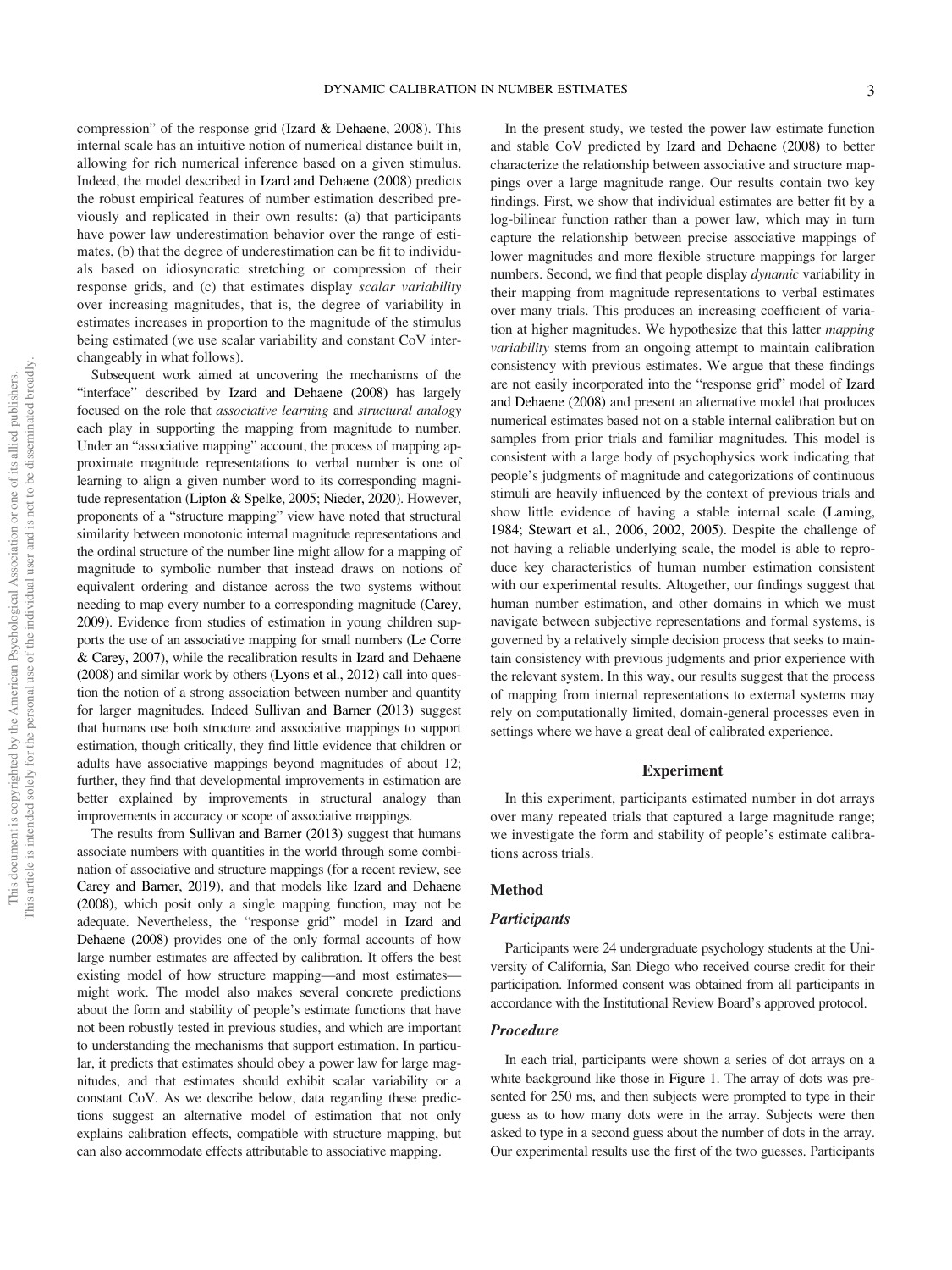compression" of the response grid (Izard & Dehaene, 2008). This internal scale has an intuitive notion of numerical distance built in, allowing for rich numerical inference based on a given stimulus. Indeed, the model described in Izard and Dehaene (2008) predicts the robust empirical features of number estimation described previously and replicated in their own results: (a) that participants have power law underestimation behavior over the range of estimates, (b) that the degree of underestimation can be fit to individuals based on idiosyncratic stretching or compression of their response grids, and (c) that estimates display *scalar variability* over increasing magnitudes, that is, the degree of variability in estimates increases in proportion to the magnitude of the stimulus being estimated (we use scalar variability and constant CoV interchangeably in what follows).

Subsequent work aimed at uncovering the mechanisms of the "interface" described by Izard and Dehaene (2008) has largely focused on the role that *associative learning* and *structural analogy* each play in supporting the mapping from magnitude to number. Under an "associative mapping" account, the process of mapping approximate magnitude representations to verbal number is one of learning to align a given number word to its corresponding magnitude representation (Lipton & Spelke, 2005; Nieder, 2020). However, proponents of a "structure mapping" view have noted that structural similarity between monotonic internal magnitude representations and the ordinal structure of the number line might allow for a mapping of magnitude to symbolic number that instead draws on notions of equivalent ordering and distance across the two systems without needing to map every number to a corresponding magnitude (Carey, 2009). Evidence from studies of estimation in young children supports the use of an associative mapping for small numbers (Le Corre & Carey, 2007), while the recalibration results in Izard and Dehaene (2008) and similar work by others (Lyons et al., 2012) call into question the notion of a strong association between number and quantity for larger magnitudes. Indeed Sullivan and Barner (2013) suggest that humans use both structure and associative mappings to support estimation, though critically, they find little evidence that children or adults have associative mappings beyond magnitudes of about 12; further, they find that developmental improvements in estimation are better explained by improvements in structural analogy than improvements in accuracy or scope of associative mappings.

The results from Sullivan and Barner (2013) suggest that humans associate numbers with quantities in the world through some combination of associative and structure mappings (for a recent review, see Carey and Barner, 2019), and that models like Izard and Dehaene (2008), which posit only a single mapping function, may not be adequate. Nevertheless, the "response grid" model in Izard and Dehaene (2008) provides one of the only formal accounts of how large number estimates are affected by calibration. It offers the best existing model of how structure mapping—and most estimates—might work. The model also makes several concrete predictions about the form and stability of people's estimate functions that have not been robustly tested in previous studies, and which are important to understanding the mechanisms that support estimation. In particular, it predicts that estimates should obey a power law for large magnitudes, and that estimates should exhibit scalar variability or a constant CoV. As we describe below, data regarding these predictions suggest an alternative model of estimation that not only explains calibration effects, compatible with structure mapping, but can also accommodate effects attributable to associative mapping.

In the present study, we tested the power law estimate function and stable CoV predicted by Izard and Dehaene (2008) to better characterize the relationship between associative and structure mappings over a large magnitude range. Our results contain two key findings. First, we show that individual estimates are better fit by a log-bilinear function rather than a power law, which may in turn capture the relationship between precise associative mappings of lower magnitudes and more flexible structure mappings for larger numbers. Second, we find that people display *dynamic* variability in their mapping from magnitude representations to verbal estimates over many trials. This produces an increasing coefficient of variation at higher magnitudes. We hypothesize that this latter *mapping variability* stems from an ongoing attempt to maintain calibration consistency with previous estimates. We argue that these findings are not easily incorporated into the "response grid" model of Izard and Dehaene (2008) and present an alternative model that produces numerical estimates based not on a stable internal calibration but on samples from prior trials and familiar magnitudes. This model is consistent with a large body of psychophysics work indicating that people's judgments of magnitude and categorizations of continuous stimuli are heavily influenced by the context of previous trials and show little evidence of having a stable internal scale (Laming, 1984; Stewart et al., 2006, 2002, 2005). Despite the challenge of not having a reliable underlying scale, the model is able to reproduce key characteristics of human number estimation consistent with our experimental results. Altogether, our findings suggest that human number estimation, and other domains in which we must navigate between subjective representations and formal systems, is governed by a relatively simple decision process that seeks to maintain consistency with previous judgments and prior experience with the relevant system. In this way, our results suggest that the process of mapping from internal representations to external systems may rely on computationally limited, domain-general processes even in settings where we have a great deal of calibrated experience.

## Experiment

In this experiment, participants estimated number in dot arrays over many repeated trials that captured a large magnitude range; we investigate the form and stability of people's estimate calibrations across trials.

### Method

#### *Participants*

Participants were 24 undergraduate psychology students at the University of California, San Diego who received course credit for their participation. Informed consent was obtained from all participants in accordance with the Institutional Review Board's approved protocol.

#### *Procedure*

In each trial, participants were shown a series of dot arrays on a white background like those in Figure 1. The array of dots was presented for 250 ms, and then subjects were prompted to type in their guess as to how many dots were in the array. Subjects were then asked to type in a second guess about the number of dots in the array. Our experimental results use the first of the two guesses. Participants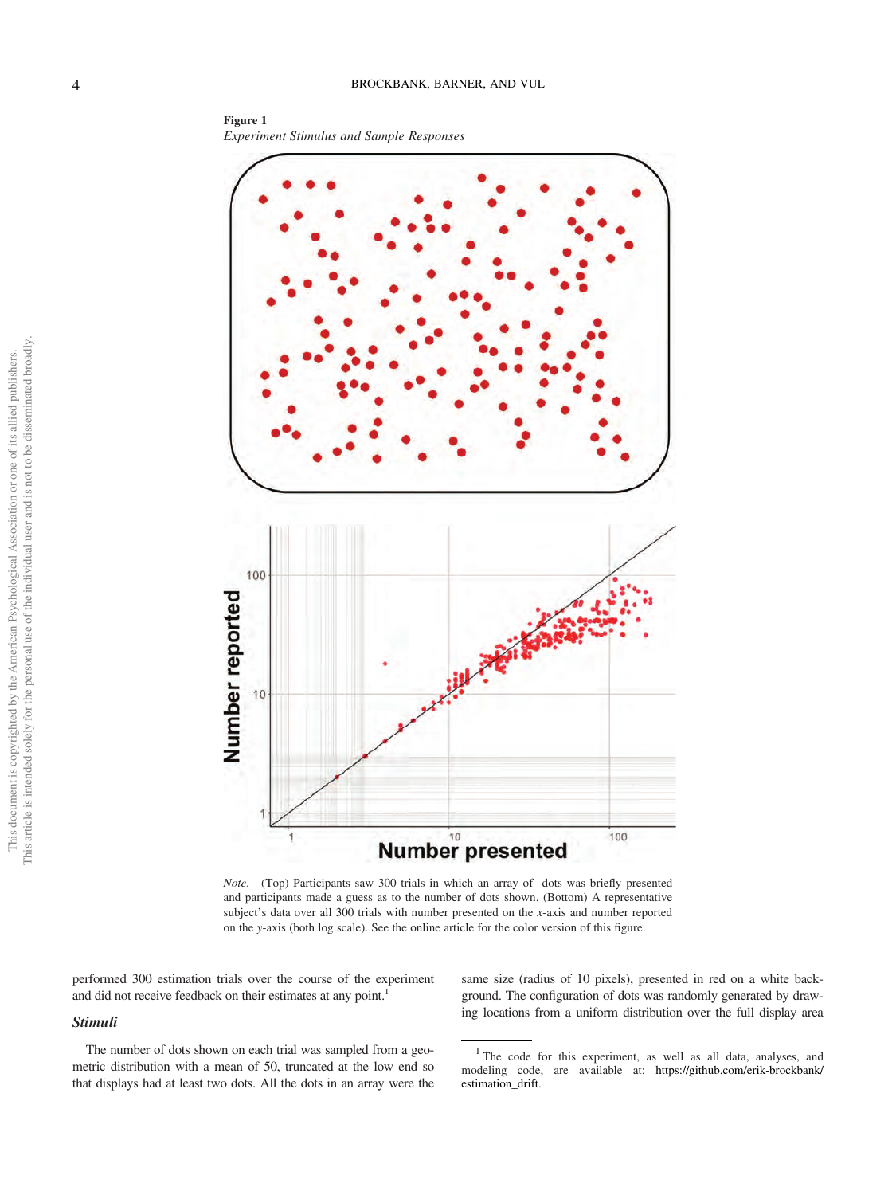**Figure 1**

*Experiment Stimulus and Sample Responses*

*Note.* (Top) Participants saw 300 trials in which an array of dots was briefly presented and participants made a guess as to the number of dots shown. (Bottom) A representative subject's data over all 300 trials with number presented on the *x*-axis and number reported on the *y*-axis (both log scale). See the online article for the color version of this figure.

performed 300 estimation trials over the course of the experiment and did not receive feedback on their estimates at any point.[1]

### Stimuli

The number of dots shown on each trial was sampled from a geometric distribution with a mean of 50, truncated at the low end so that displays had at least two dots. All the dots in an array were the same size (radius of 10 pixels), presented in red on a white background. The configuration of dots was randomly generated by drawing locations from a uniform distribution over the full display area

[1] The code for this experiment, as well as all data, analyses, and modeling code, are available at: https://github.com/erik-brockbank/estimation_drift.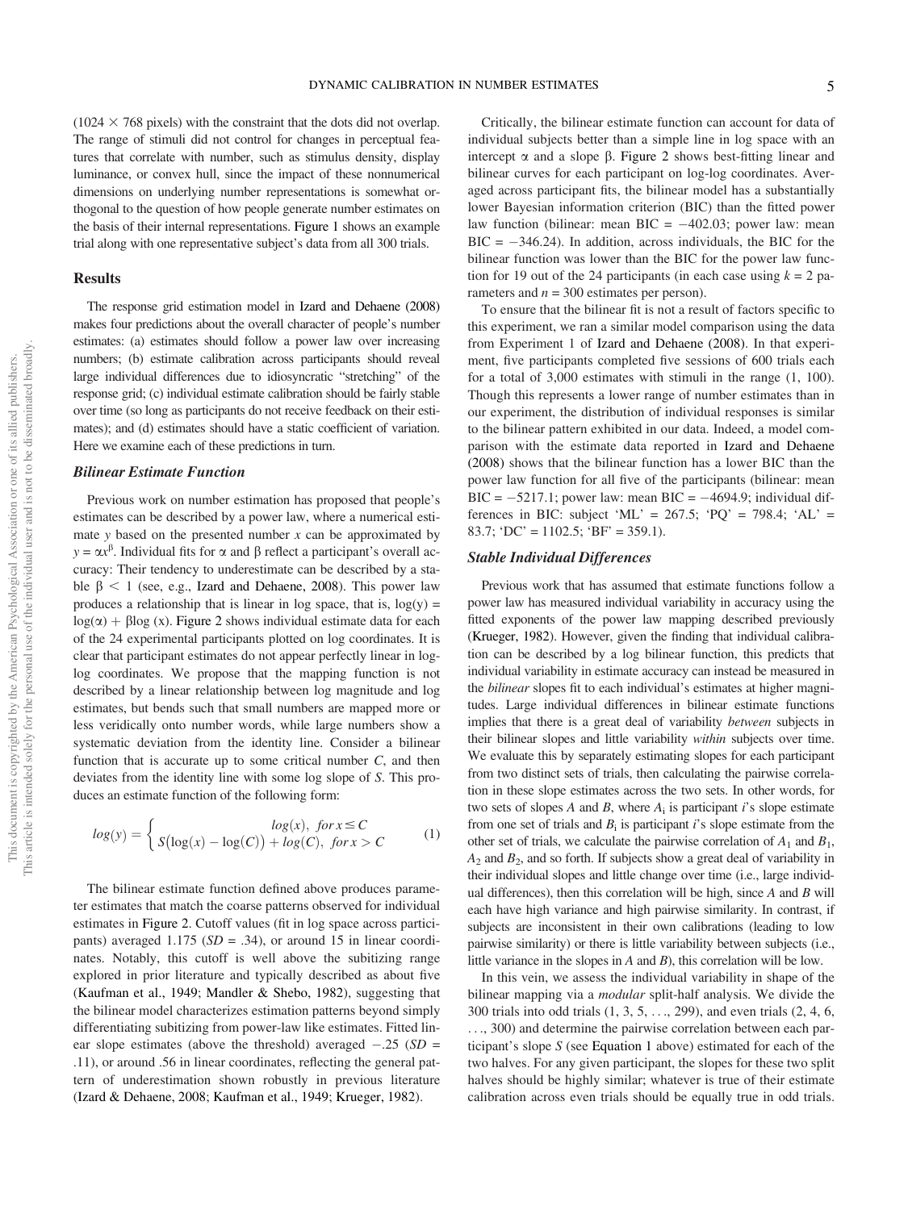(1024 × 768 pixels) with the constraint that the dots did not overlap. The range of stimuli did not control for changes in perceptual features that correlate with number, such as stimulus density, display luminance, or convex hull, since the impact of these nonnumerical dimensions on underlying number representations is somewhat orthogonal to the question of how people generate number estimates on the basis of their internal representations. Figure 1 shows an example trial along with one representative subject's data from all 300 trials.

## Results

The response grid estimation model in Izard and Dehaene (2008) makes four predictions about the overall character of people's number estimates: (a) estimates should follow a power law over increasing numbers; (b) estimate calibration across participants should reveal large individual differences due to idiosyncratic "stretching" of the response grid; (c) individual estimate calibration should be fairly stable over time (so long as participants do not receive feedback on their estimates); and (d) estimates should have a static coefficient of variation. Here we examine each of these predictions in turn.

### *Bilinear Estimate Function*

Previous work on number estimation has proposed that people's estimates can be described by a power law, where a numerical estimate $y$ based on the presented number $x$ can be approximated by $y = \alpha x^{\beta}$. Individual fits for $\alpha$ and $\beta$ reflect a participant's overall accuracy: Their tendency to underestimate can be described by a stable $\beta < 1$ (see, e.g., Izard and Dehaene, 2008). This power law produces a relationship that is linear in log space, that is, $\log(y) = \log(\alpha) + \beta \log(x)$. Figure 2 shows individual estimate data for each of the 24 experimental participants plotted on log coordinates. It is clear that participant estimates do not appear perfectly linear in log-log coordinates. We propose that the mapping function is not described by a linear relationship between log magnitude and log estimates, but bends such that small numbers are mapped more or less veridically onto number words, while large numbers show a systematic deviation from the identity line. Consider a bilinear function that is accurate up to some critical number $C$, and then deviates from the identity line with some log slope of $S$. This produces an estimate function of the following form:

$$log(y) = \begin{cases} log(x), & for\, x \leq C \\ S\big(\log(x) - \log(C)\big) + log(C), & for\, x > C \end{cases} \tag{1}$$

The bilinear estimate function defined above produces parameter estimates that match the coarse patterns observed for individual estimates in Figure 2. Cutoff values (fit in log space across participants) averaged 1.175 ($SD$ = .34), or around 15 in linear coordinates. Notably, this cutoff is well above the subitizing range explored in prior literature and typically described as about five (Kaufman et al., 1949; Mandler & Shebo, 1982), suggesting that the bilinear model characterizes estimation patterns beyond simply differentiating subitizing from power-law like estimates. Fitted linear slope estimates (above the threshold) averaged −.25 ($SD$ = .11), or around .56 in linear coordinates, reflecting the general pattern of underestimation shown robustly in previous literature (Izard & Dehaene, 2008; Kaufman et al., 1949; Krueger, 1982).

Critically, the bilinear estimate function can account for data of individual subjects better than a simple line in log space with an intercept $\alpha$ and a slope $\beta$. Figure 2 shows best-fitting linear and bilinear curves for each participant on log-log coordinates. Averaged across participant fits, the bilinear model has a substantially lower Bayesian information criterion (BIC) than the fitted power law function (bilinear: mean BIC = −402.03; power law: mean BIC = −346.24). In addition, across individuals, the BIC for the bilinear function was lower than the BIC for the power law function for 19 out of the 24 participants (in each case using $k = 2$ parameters and $n = 300$ estimates per person).

To ensure that the bilinear fit is not a result of factors specific to this experiment, we ran a similar model comparison using the data from Experiment 1 of Izard and Dehaene (2008). In that experiment, five participants completed five sessions of 600 trials each for a total of 3,000 estimates with stimuli in the range (1, 100). Though this represents a lower range of number estimates than in our experiment, the distribution of individual responses is similar to the bilinear pattern exhibited in our data. Indeed, a model comparison with the estimate data reported in Izard and Dehaene (2008) shows that the bilinear function has a lower BIC than the power law function for all five of the participants (bilinear: mean BIC = −5217.1; power law: mean BIC = −4694.9; individual differences in BIC: subject 'ML' = 267.5; 'PQ' = 798.4; 'AL' = 83.7; 'DC' = 1102.5; 'BF' = 359.1).

### *Stable Individual Differences*

Previous work that has assumed that estimate functions follow a power law has measured individual variability in accuracy using the fitted exponents of the power law mapping described previously (Krueger, 1982). However, given the finding that individual calibration can be described by a log bilinear function, this predicts that individual variability in estimate accuracy can instead be measured in the *bilinear* slopes fit to each individual's estimates at higher magnitudes. Large individual differences in bilinear estimate functions implies that there is a great deal of variability *between* subjects in their bilinear slopes and little variability *within* subjects over time. We evaluate this by separately estimating slopes for each participant from two distinct sets of trials, then calculating the pairwise correlation in these slope estimates across the two sets. In other words, for two sets of slopes $A$ and $B$, where $A_i$ is participant $i$'s slope estimate from one set of trials and $B_i$ is participant $i$'s slope estimate from the other set of trials, we calculate the pairwise correlation of $A_1$ and $B_1$, $A_2$ and $B_2$, and so forth. If subjects show a great deal of variability in their individual slopes and little change over time (i.e., large individual differences), then this correlation will be high, since $A$ and $B$ will each have high variance and high pairwise similarity. In contrast, if subjects are inconsistent in their own calibrations (leading to low pairwise similarity) or there is little variability between subjects (i.e., little variance in the slopes in $A$ and $B$), this correlation will be low.

In this vein, we assess the individual variability in shape of the bilinear mapping via a *modular* split-half analysis. We divide the 300 trials into odd trials (1, 3, 5, ..., 299), and even trials (2, 4, 6, ..., 300) and determine the pairwise correlation between each participant's slope $S$ (see Equation 1 above) estimated for each of the two halves. For any given participant, the slopes for these two split halves should be highly similar; whatever is true of their estimate calibration across even trials should be equally true in odd trials.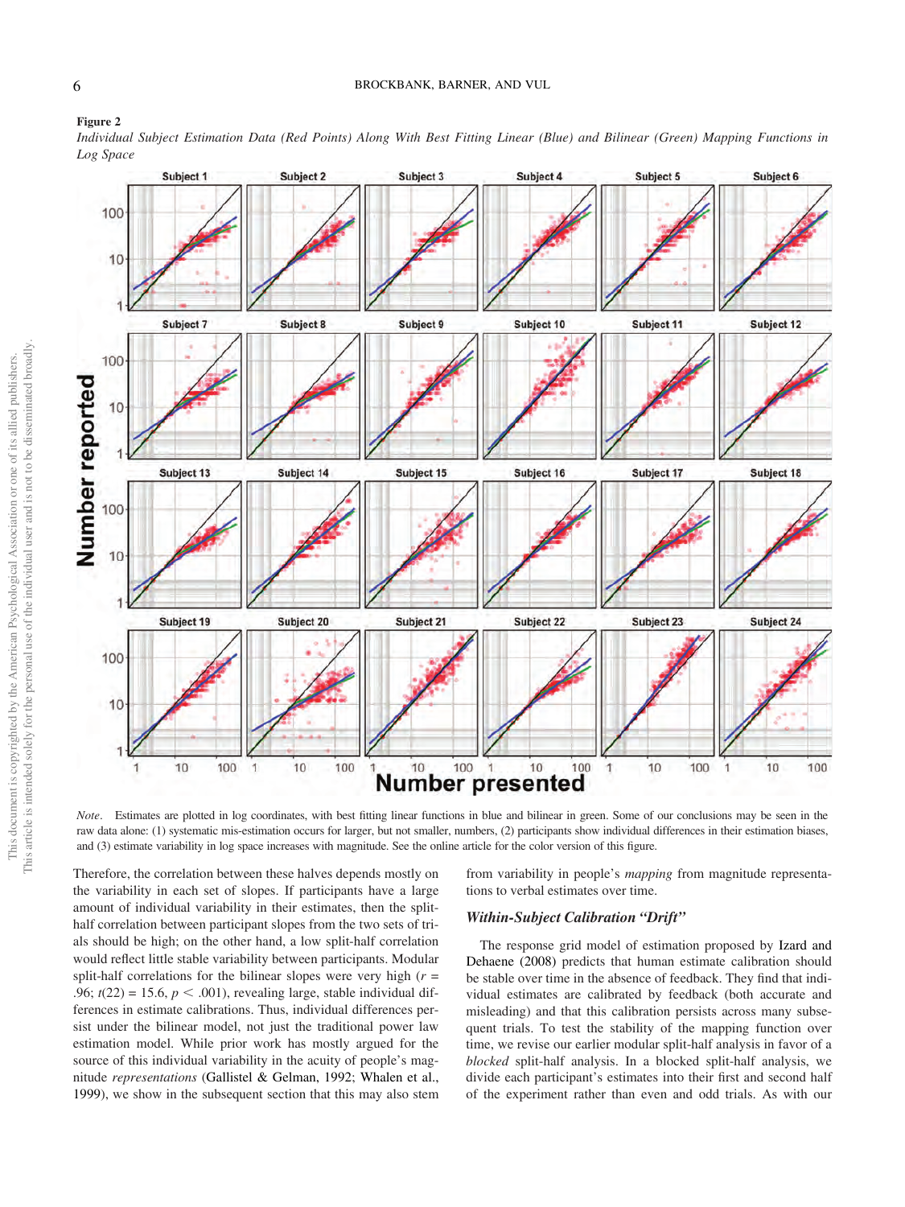**Figure 2**

*Individual Subject Estimation Data (Red Points) Along With Best Fitting Linear (Blue) and Bilinear (Green) Mapping Functions in Log Space*

*Note*. Estimates are plotted in log coordinates, with best fitting linear functions in blue and bilinear in green. Some of our conclusions may be seen in the raw data alone: (1) systematic mis-estimation occurs for larger, but not smaller, numbers, (2) participants show individual differences in their estimation biases, and (3) estimate variability in log space increases with magnitude. See the online article for the color version of this figure.

Therefore, the correlation between these halves depends mostly on the variability in each set of slopes. If participants have a large amount of individual variability in their estimates, then the split-half correlation between participant slopes from the two sets of trials should be high; on the other hand, a low split-half correlation would reflect little stable variability between participants. Modular split-half correlations for the bilinear slopes were very high ($r$ = .96; $t(22) = 15.6$, $p < .001$), revealing large, stable individual differences in estimate calibrations. Thus, individual differences persist under the bilinear model, not just the traditional power law estimation model. While prior work has mostly argued for the source of this individual variability in the acuity of people's magnitude *representations* (Gallistel & Gelman, 1992; Whalen et al., 1999), we show in the subsequent section that this may also stem from variability in people's *mapping* from magnitude representations to verbal estimates over time.

### Within-Subject Calibration "Drift"

The response grid model of estimation proposed by Izard and Dehaene (2008) predicts that human estimate calibration should be stable over time in the absence of feedback. They find that individual estimates are calibrated by feedback (both accurate and misleading) and that this calibration persists across many subsequent trials. To test the stability of the mapping function over time, we revise our earlier modular split-half analysis in favor of a *blocked* split-half analysis. In a blocked split-half analysis, we divide each participant's estimates into their first and second half of the experiment rather than even and odd trials. As with our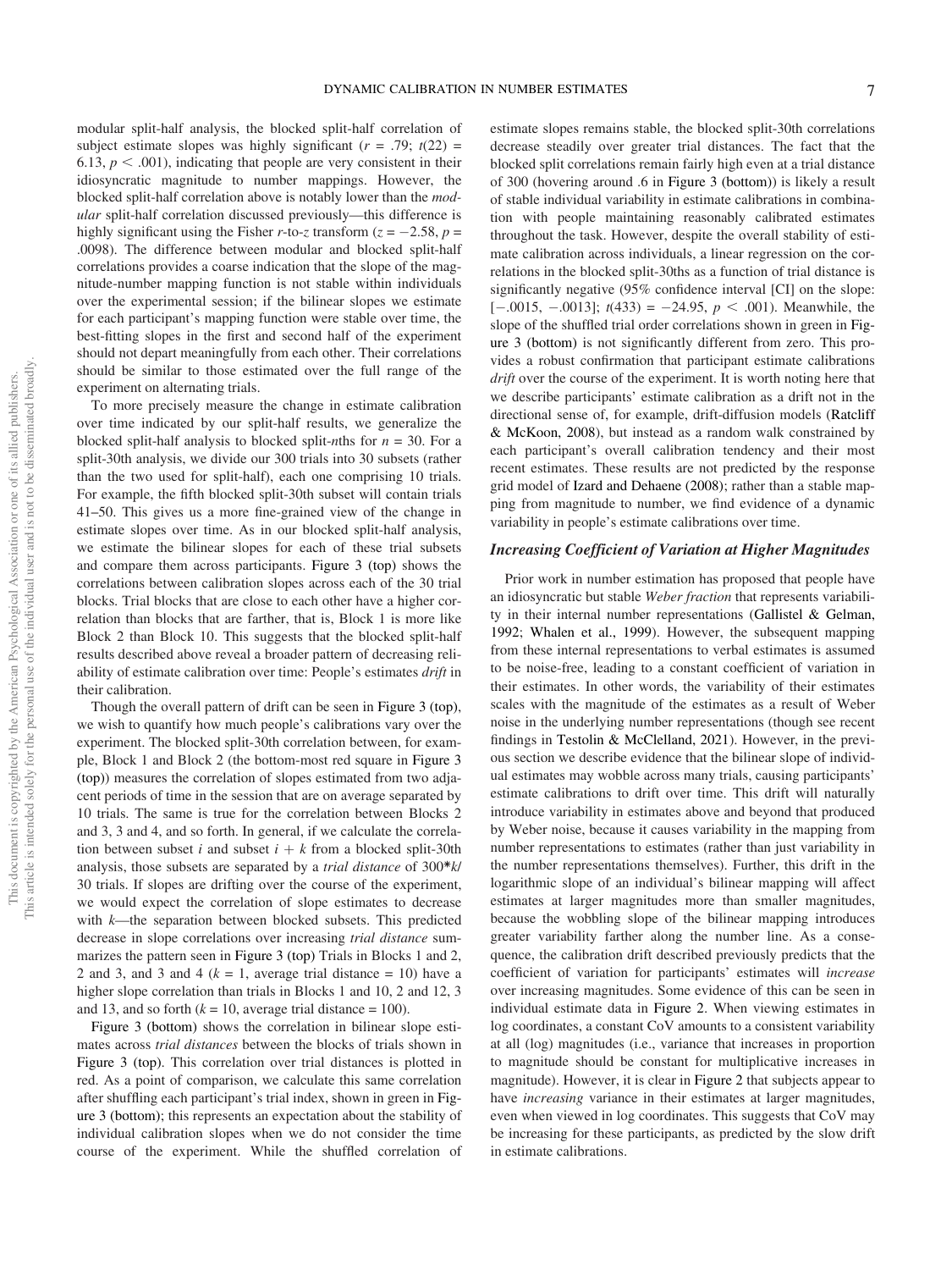modular split-half analysis, the blocked split-half correlation of subject estimate slopes was highly significant ($r = .79$; $t(22) = 6.13$, $p < .001$), indicating that people are very consistent in their idiosyncratic magnitude to number mappings. However, the blocked split-half correlation above is notably lower than the *modular* split-half correlation discussed previously—this difference is highly significant using the Fisher *r*-to-*z* transform ($z = -2.58$, $p = .0098$). The difference between modular and blocked split-half correlations provides a coarse indication that the slope of the magnitude-number mapping function is not stable within individuals over the experimental session; if the bilinear slopes we estimate for each participant's mapping function were stable over time, the best-fitting slopes in the first and second half of the experiment should not depart meaningfully from each other. Their correlations should be similar to those estimated over the full range of the experiment on alternating trials.

To more precisely measure the change in estimate calibration over time indicated by our split-half results, we generalize the blocked split-half analysis to blocked split-*n*ths for $n = 30$. For a split-30th analysis, we divide our 300 trials into 30 subsets (rather than the two used for split-half), each one comprising 10 trials. For example, the fifth blocked split-30th subset will contain trials 41–50. This gives us a more fine-grained view of the change in estimate slopes over time. As in our blocked split-half analysis, we estimate the bilinear slopes for each of these trial subsets and compare them across participants. Figure 3 (top) shows the correlations between calibration slopes across each of the 30 trial blocks. Trial blocks that are close to each other have a higher correlation than blocks that are farther, that is, Block 1 is more like Block 2 than Block 10. This suggests that the blocked split-half results described above reveal a broader pattern of decreasing reliability of estimate calibration over time: People's estimates *drift* in their calibration.

Though the overall pattern of drift can be seen in Figure 3 (top), we wish to quantify how much people's calibrations vary over the experiment. The blocked split-30th correlation between, for example, Block 1 and Block 2 (the bottom-most red square in Figure 3 (top)) measures the correlation of slopes estimated from two adjacent periods of time in the session that are on average separated by 10 trials. The same is true for the correlation between Blocks 2 and 3, 3 and 4, and so forth. In general, if we calculate the correlation between subset $i$ and subset $i + k$ from a blocked split-30th analysis, those subsets are separated by a *trial distance* of $300*k/30$ trials. If slopes are drifting over the course of the experiment, we would expect the correlation of slope estimates to decrease with $k$—the separation between blocked subsets. This predicted decrease in slope correlations over increasing *trial distance* summarizes the pattern seen in Figure 3 (top) Trials in Blocks 1 and 2, 2 and 3, and 3 and 4 ($k = 1$, average trial distance = 10) have a higher slope correlation than trials in Blocks 1 and 10, 2 and 12, 3 and 13, and so forth ($k = 10$, average trial distance = 100).

Figure 3 (bottom) shows the correlation in bilinear slope estimates across *trial distances* between the blocks of trials shown in Figure 3 (top). This correlation over trial distances is plotted in red. As a point of comparison, we calculate this same correlation after shuffling each participant's trial index, shown in green in Figure 3 (bottom); this represents an expectation about the stability of individual calibration slopes when we do not consider the time course of the experiment. While the shuffled correlation of estimate slopes remains stable, the blocked split-30th correlations decrease steadily over greater trial distances. The fact that the blocked split correlations remain fairly high even at a trial distance of 300 (hovering around .6 in Figure 3 (bottom)) is likely a result of stable individual variability in estimate calibrations in combination with people maintaining reasonably calibrated estimates throughout the task. However, despite the overall stability of estimate calibration across individuals, a linear regression on the correlations in the blocked split-30ths as a function of trial distance is significantly negative (95% confidence interval [CI] on the slope: [−.0015, −.0013]; $t(433) = -24.95$, $p < .001$). Meanwhile, the slope of the shuffled trial order correlations shown in green in Figure 3 (bottom) is not significantly different from zero. This provides a robust confirmation that participant estimate calibrations *drift* over the course of the experiment. It is worth noting here that we describe participants' estimate calibration as a drift not in the directional sense of, for example, drift-diffusion models (Ratcliff & McKoon, 2008), but instead as a random walk constrained by each participant's overall calibration tendency and their most recent estimates. These results are not predicted by the response grid model of Izard and Dehaene (2008); rather than a stable mapping from magnitude to number, we find evidence of a dynamic variability in people's estimate calibrations over time.

### Increasing Coefficient of Variation at Higher Magnitudes

Prior work in number estimation has proposed that people have an idiosyncratic but stable *Weber fraction* that represents variability in their internal number representations (Gallistel & Gelman, 1992; Whalen et al., 1999). However, the subsequent mapping from these internal representations to verbal estimates is assumed to be noise-free, leading to a constant coefficient of variation in their estimates. In other words, the variability of their estimates scales with the magnitude of the estimates as a result of Weber noise in the underlying number representations (though see recent findings in Testolin & McClelland, 2021). However, in the previous section we describe evidence that the bilinear slope of individual estimates may wobble across many trials, causing participants' estimate calibrations to drift over time. This drift will naturally introduce variability in estimates above and beyond that produced by Weber noise, because it causes variability in the mapping from number representations to estimates (rather than just variability in the number representations themselves). Further, this drift in the logarithmic slope of an individual's bilinear mapping will affect estimates at larger magnitudes more than smaller magnitudes, because the wobbling slope of the bilinear mapping introduces greater variability farther along the number line. As a consequence, the calibration drift described previously predicts that the coefficient of variation for participants' estimates will *increase* over increasing magnitudes. Some evidence of this can be seen in individual estimate data in Figure 2. When viewing estimates in log coordinates, a constant CoV amounts to a consistent variability at all (log) magnitudes (i.e., variance that increases in proportion to magnitude should be constant for multiplicative increases in magnitude). However, it is clear in Figure 2 that subjects appear to have *increasing* variance in their estimates at larger magnitudes, even when viewed in log coordinates. This suggests that CoV may be increasing for these participants, as predicted by the slow drift in estimate calibrations.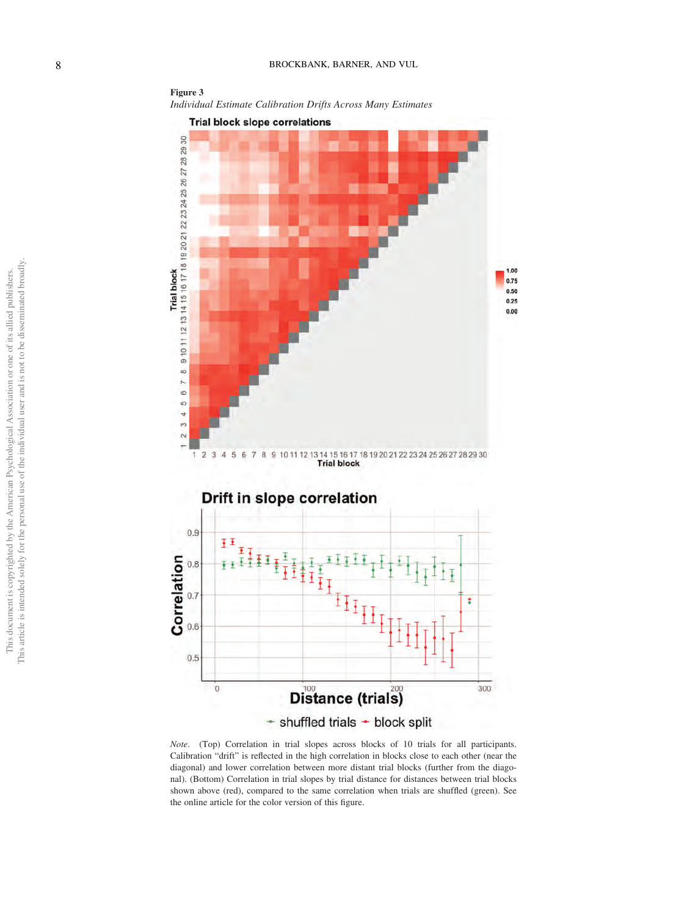**Figure 3**

*Individual Estimate Calibration Drifts Across Many Estimates*

*Note.* (Top) Correlation in trial slopes across blocks of 10 trials for all participants. Calibration "drift" is reflected in the high correlation in blocks close to each other (near the diagonal) and lower correlation between more distant trial blocks (further from the diagonal). (Bottom) Correlation in trial slopes by trial distance for distances between trial blocks shown above (red), compared to the same correlation when trials are shuffled (green). See the online article for the color version of this figure.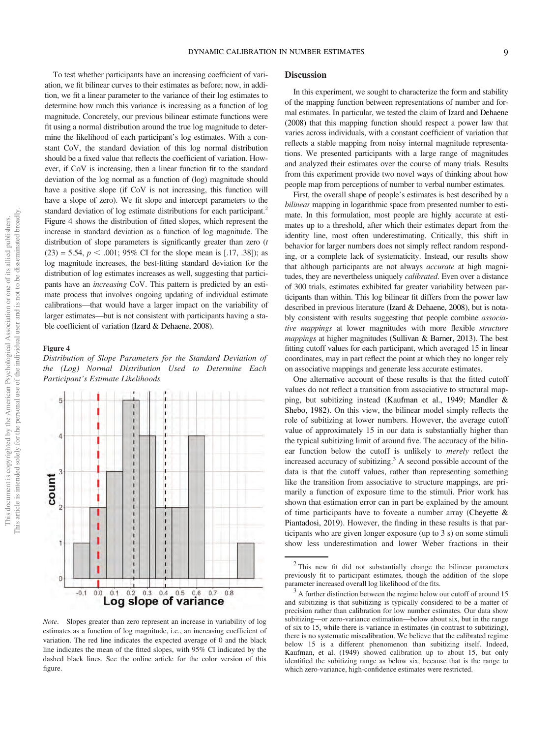To test whether participants have an increasing coefficient of variation, we fit bilinear curves to their estimates as before; now, in addition, we fit a linear parameter to the variance of their log estimates to determine how much this variance is increasing as a function of log magnitude. Concretely, our previous bilinear estimate functions were fit using a normal distribution around the true log magnitude to determine the likelihood of each participant's log estimates. With a constant CoV, the standard deviation of this log normal distribution should be a fixed value that reflects the coefficient of variation. However, if CoV is increasing, then a linear function fit to the standard deviation of the log normal as a function of (log) magnitude should have a positive slope (if CoV is not increasing, this function will have a slope of zero). We fit slope and intercept parameters to the standard deviation of log estimate distributions for each participant.[2] Figure 4 shows the distribution of fitted slopes, which represent the increase in standard deviation as a function of log magnitude. The distribution of slope parameters is significantly greater than zero ($t(23) = 5.54$, $p < .001$; 95% CI for the slope mean is [.17, .38]); as log magnitude increases, the best-fitting standard deviation for the distribution of log estimates increases as well, suggesting that participants have an *increasing* CoV. This pattern is predicted by an estimate process that involves ongoing updating of individual estimate calibrations—that would have a larger impact on the variability of larger estimates—but is not consistent with participants having a stable coefficient of variation (Izard & Dehaene, 2008).

**Figure 4**

*Distribution of Slope Parameters for the Standard Deviation of the (Log) Normal Distribution Used to Determine Each Participant's Estimate Likelihoods*

*Note*. Slopes greater than zero represent an increase in variability of log estimates as a function of log magnitude, i.e., an increasing coefficient of variation. The red line indicates the expected average of 0 and the black line indicates the mean of the fitted slopes, with 95% CI indicated by the dashed black lines. See the online article for the color version of this figure.

## Discussion

In this experiment, we sought to characterize the form and stability of the mapping function between representations of number and formal estimates. In particular, we tested the claim of Izard and Dehaene (2008) that this mapping function should respect a power law that varies across individuals, with a constant coefficient of variation that reflects a stable mapping from noisy internal magnitude representations. We presented participants with a large range of magnitudes and analyzed their estimates over the course of many trials. Results from this experiment provide two novel ways of thinking about how people map from perceptions of number to verbal number estimates.

First, the overall shape of people's estimates is best described by a *bilinear* mapping in logarithmic space from presented number to estimate. In this formulation, most people are highly accurate at estimates up to a threshold, after which their estimates depart from the identity line, most often underestimating. Critically, this shift in behavior for larger numbers does not simply reflect random responding, or a complete lack of systematicity. Instead, our results show that although participants are not always *accurate* at high magnitudes, they are nevertheless uniquely *calibrated*. Even over a distance of 300 trials, estimates exhibited far greater variability between participants than within. This log bilinear fit differs from the power law described in previous literature (Izard & Dehaene, 2008), but is notably consistent with results suggesting that people combine *associative mappings* at lower magnitudes with more flexible *structure mappings* at higher magnitudes (Sullivan & Barner, 2013). The best fitting cutoff values for each participant, which averaged 15 in linear coordinates, may in part reflect the point at which they no longer rely on associative mappings and generate less accurate estimates.

One alternative account of these results is that the fitted cutoff values do not reflect a transition from associative to structural mapping, but subitizing instead (Kaufman et al., 1949; Mandler & Shebo, 1982). On this view, the bilinear model simply reflects the role of subitizing at lower numbers. However, the average cutoff value of approximately 15 in our data is substantially higher than the typical subitizing limit of around five. The accuracy of the bilinear function below the cutoff is unlikely to *merely* reflect the increased accuracy of subitizing.[3] A second possible account of the data is that the cutoff values, rather than representing something like the transition from associative to structure mappings, are primarily a function of exposure time to the stimuli. Prior work has shown that estimation error can in part be explained by the amount of time participants have to foveate a number array (Cheyette & Piantadosi, 2019). However, the finding in these results is that participants who are given longer exposure (up to 3 s) on some stimuli show less underestimation and lower Weber fractions in their

[2] This new fit did not substantially change the bilinear parameters previously fit to participant estimates, though the addition of the slope parameter increased overall log likelihood of the fits.

[3] A further distinction between the regime below our cutoff of around 15 and subitizing is that subitizing is typically considered to be a matter of precision rather than calibration for low number estimates. Our data show subitizing—or zero-variance estimation—below about six, but in the range of six to 15, while there is variance in estimates (in contrast to subitizing), there is no systematic miscalibration. We believe that the calibrated regime below 15 is a different phenomenon than subitizing itself. Indeed, Kaufman, et al. (1949) showed calibration up to about 15, but only identified the subitizing range as below six, because that is the range to which zero-variance, high-confidence estimates were restricted.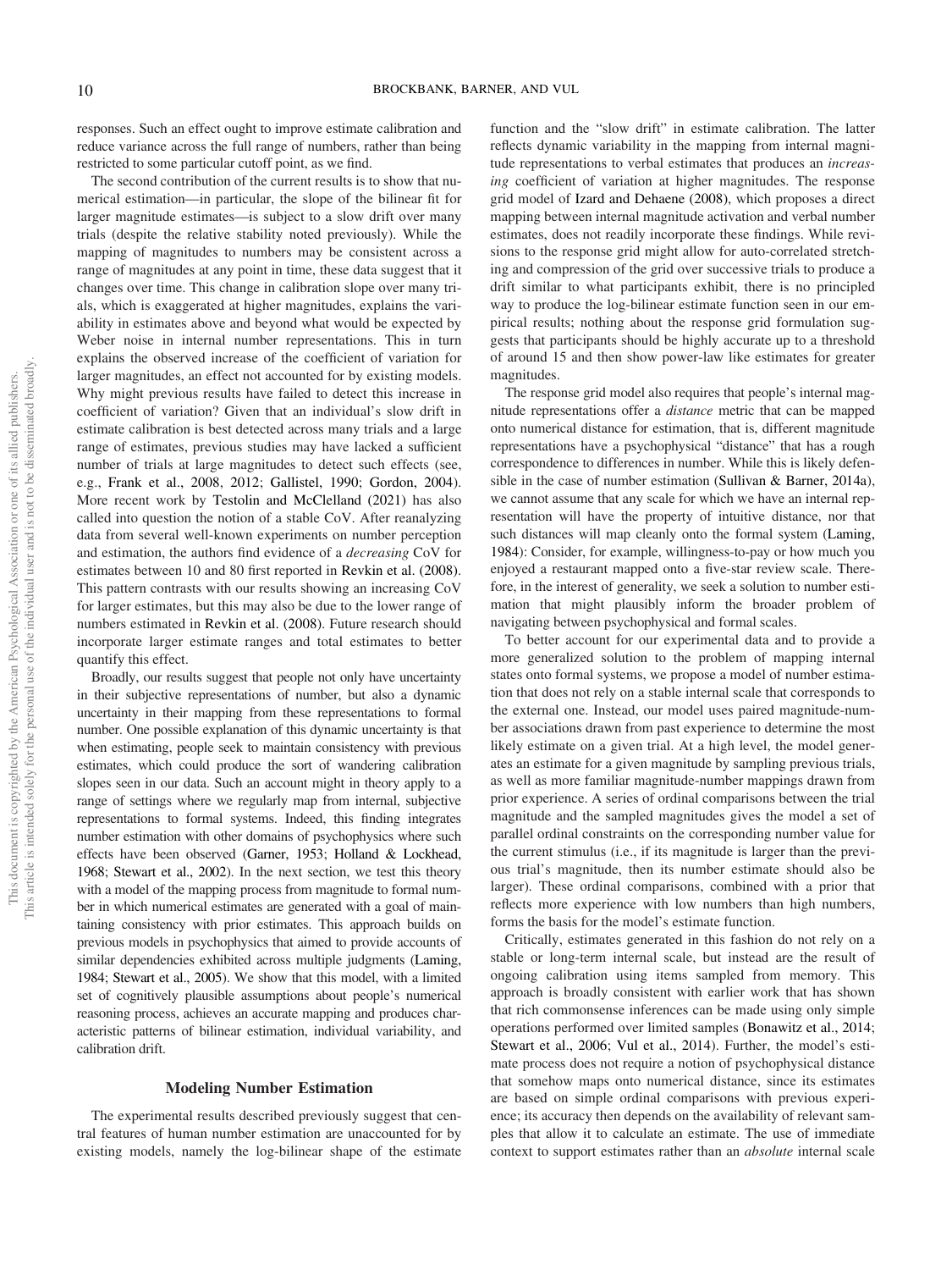responses. Such an effect ought to improve estimate calibration and reduce variance across the full range of numbers, rather than being restricted to some particular cutoff point, as we find.

The second contribution of the current results is to show that numerical estimation—in particular, the slope of the bilinear fit for larger magnitude estimates—is subject to a slow drift over many trials (despite the relative stability noted previously). While the mapping of magnitudes to numbers may be consistent across a range of magnitudes at any point in time, these data suggest that it changes over time. This change in calibration slope over many trials, which is exaggerated at higher magnitudes, explains the variability in estimates above and beyond what would be expected by Weber noise in internal number representations. This in turn explains the observed increase of the coefficient of variation for larger magnitudes, an effect not accounted for by existing models. Why might previous results have failed to detect this increase in coefficient of variation? Given that an individual's slow drift in estimate calibration is best detected across many trials and a large range of estimates, previous studies may have lacked a sufficient number of trials at large magnitudes to detect such effects (see, e.g., Frank et al., 2008, 2012; Gallistel, 1990; Gordon, 2004). More recent work by Testolin and McClelland (2021) has also called into question the notion of a stable CoV. After reanalyzing data from several well-known experiments on number perception and estimation, the authors find evidence of a *decreasing* CoV for estimates between 10 and 80 first reported in Revkin et al. (2008). This pattern contrasts with our results showing an increasing CoV for larger estimates, but this may also be due to the lower range of numbers estimated in Revkin et al. (2008). Future research should incorporate larger estimate ranges and total estimates to better quantify this effect.

Broadly, our results suggest that people not only have uncertainty in their subjective representations of number, but also a dynamic uncertainty in their mapping from these representations to formal number. One possible explanation of this dynamic uncertainty is that when estimating, people seek to maintain consistency with previous estimates, which could produce the sort of wandering calibration slopes seen in our data. Such an account might in theory apply to a range of settings where we regularly map from internal, subjective representations to formal systems. Indeed, this finding integrates number estimation with other domains of psychophysics where such effects have been observed (Garner, 1953; Holland & Lockhead, 1968; Stewart et al., 2002). In the next section, we test this theory with a model of the mapping process from magnitude to formal number in which numerical estimates are generated with a goal of maintaining consistency with prior estimates. This approach builds on previous models in psychophysics that aimed to provide accounts of similar dependencies exhibited across multiple judgments (Laming, 1984; Stewart et al., 2005). We show that this model, with a limited set of cognitively plausible assumptions about people's numerical reasoning process, achieves an accurate mapping and produces characteristic patterns of bilinear estimation, individual variability, and calibration drift.

## Modeling Number Estimation

The experimental results described previously suggest that central features of human number estimation are unaccounted for by existing models, namely the log-bilinear shape of the estimate function and the "slow drift" in estimate calibration. The latter reflects dynamic variability in the mapping from internal magnitude representations to verbal estimates that produces an *increasing* coefficient of variation at higher magnitudes. The response grid model of Izard and Dehaene (2008), which proposes a direct mapping between internal magnitude activation and verbal number estimates, does not readily incorporate these findings. While revisions to the response grid might allow for auto-correlated stretching and compression of the grid over successive trials to produce a drift similar to what participants exhibit, there is no principled way to produce the log-bilinear estimate function seen in our empirical results; nothing about the response grid formulation suggests that participants should be highly accurate up to a threshold of around 15 and then show power-law like estimates for greater magnitudes.

The response grid model also requires that people's internal magnitude representations offer a *distance* metric that can be mapped onto numerical distance for estimation, that is, different magnitude representations have a psychophysical "distance" that has a rough correspondence to differences in number. While this is likely defensible in the case of number estimation (Sullivan & Barner, 2014a), we cannot assume that any scale for which we have an internal representation will have the property of intuitive distance, nor that such distances will map cleanly onto the formal system (Laming, 1984): Consider, for example, willingness-to-pay or how much you enjoyed a restaurant mapped onto a five-star review scale. Therefore, in the interest of generality, we seek a solution to number estimation that might plausibly inform the broader problem of navigating between psychophysical and formal scales.

To better account for our experimental data and to provide a more generalized solution to the problem of mapping internal states onto formal systems, we propose a model of number estimation that does not rely on a stable internal scale that corresponds to the external one. Instead, our model uses paired magnitude-number associations drawn from past experience to determine the most likely estimate on a given trial. At a high level, the model generates an estimate for a given magnitude by sampling previous trials, as well as more familiar magnitude-number mappings drawn from prior experience. A series of ordinal comparisons between the trial magnitude and the sampled magnitudes gives the model a set of parallel ordinal constraints on the corresponding number value for the current stimulus (i.e., if its magnitude is larger than the previous trial's magnitude, then its number estimate should also be larger). These ordinal comparisons, combined with a prior that reflects more experience with low numbers than high numbers, forms the basis for the model's estimate function.

Critically, estimates generated in this fashion do not rely on a stable or long-term internal scale, but instead are the result of ongoing calibration using items sampled from memory. This approach is broadly consistent with earlier work that has shown that rich commonsense inferences can be made using only simple operations performed over limited samples (Bonawitz et al., 2014; Stewart et al., 2006; Vul et al., 2014). Further, the model's estimate process does not require a notion of psychophysical distance that somehow maps onto numerical distance, since its estimates are based on simple ordinal comparisons with previous experience; its accuracy then depends on the availability of relevant samples that allow it to calculate an estimate. The use of immediate context to support estimates rather than an *absolute* internal scale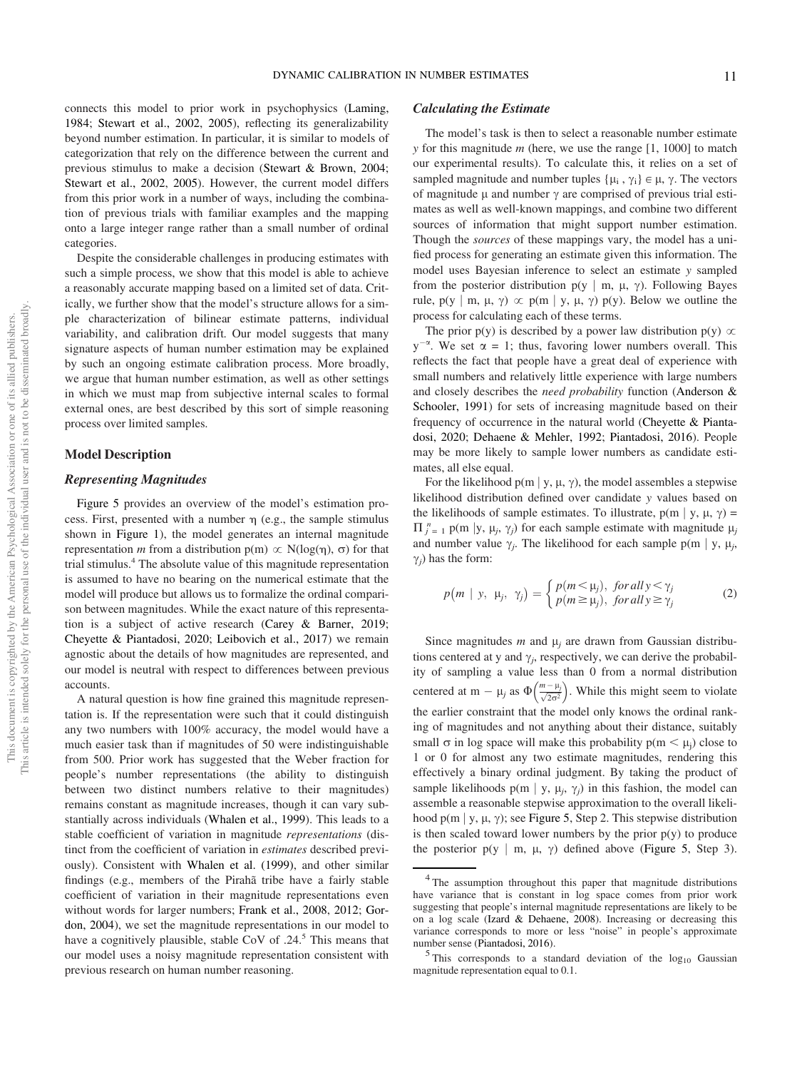connects this model to prior work in psychophysics (Laming, 1984; Stewart et al., 2002, 2005), reflecting its generalizability beyond number estimation. In particular, it is similar to models of categorization that rely on the difference between the current and previous stimulus to make a decision (Stewart & Brown, 2004; Stewart et al., 2002, 2005). However, the current model differs from this prior work in a number of ways, including the combination of previous trials with familiar examples and the mapping onto a large integer range rather than a small number of ordinal categories.

Despite the considerable challenges in producing estimates with such a simple process, we show that this model is able to achieve a reasonably accurate mapping based on a limited set of data. Critically, we further show that the model's structure allows for a simple characterization of bilinear estimate patterns, individual variability, and calibration drift. Our model suggests that many signature aspects of human number estimation may be explained by such an ongoing estimate calibration process. More broadly, we argue that human number estimation, as well as other settings in which we must map from subjective internal scales to formal external ones, are best described by this sort of simple reasoning process over limited samples.

## Model Description

### *Representing Magnitudes*

Figure 5 provides an overview of the model's estimation process. First, presented with a number $\eta$ (e.g., the sample stimulus shown in Figure 1), the model generates an internal magnitude representation $m$ from a distribution $p(m) \propto N(\log(\eta), \sigma)$ for that trial stimulus.[4] The absolute value of this magnitude representation is assumed to have no bearing on the numerical estimate that the model will produce but allows us to formalize the ordinal comparison between magnitudes. While the exact nature of this representation is a subject of active research (Carey & Barner, 2019; Cheyette & Piantadosi, 2020; Leibovich et al., 2017) we remain agnostic about the details of how magnitudes are represented, and our model is neutral with respect to differences between previous accounts.

A natural question is how fine grained this magnitude representation is. If the representation were such that it could distinguish any two numbers with 100% accuracy, the model would have a much easier task than if magnitudes of 50 were indistinguishable from 500. Prior work has suggested that the Weber fraction for people's number representations (the ability to distinguish between two distinct numbers relative to their magnitudes) remains constant as magnitude increases, though it can vary substantially across individuals (Whalen et al., 1999). This leads to a stable coefficient of variation in magnitude *representations* (distinct from the coefficient of variation in *estimates* described previously). Consistent with Whalen et al. (1999), and other similar findings (e.g., members of the Pirahã tribe have a fairly stable coefficient of variation in their magnitude representations even without words for larger numbers; Frank et al., 2008, 2012; Gordon, 2004), we set the magnitude representations in our model to have a cognitively plausible, stable CoV of .24.[5] This means that our model uses a noisy magnitude representation consistent with previous research on human number reasoning.

### *Calculating the Estimate*

The model's task is then to select a reasonable number estimate $y$ for this magnitude $m$ (here, we use the range [1, 1000] to match our experimental results). To calculate this, it relies on a set of sampled magnitude and number tuples $\{\mu_i, \gamma_i\} \in \mu, \gamma$. The vectors of magnitude $\mu$ and number $\gamma$ are comprised of previous trial estimates as well as well-known mappings, and combine two different sources of information that might support number estimation. Though the *sources* of these mappings vary, the model has a unified process for generating an estimate given this information. The model uses Bayesian inference to select an estimate $y$ sampled from the posterior distribution $p(y \mid m, \mu, \gamma)$. Following Bayes rule, $p(y \mid m, \mu, \gamma) \propto p(m \mid y, \mu, \gamma)\, p(y)$. Below we outline the process for calculating each of these terms.

The prior $p(y)$ is described by a power law distribution $p(y) \propto y^{-\alpha}$. We set $\alpha = 1$; thus, favoring lower numbers overall. This reflects the fact that people have a great deal of experience with small numbers and relatively little experience with large numbers and closely describes the *need probability* function (Anderson & Schooler, 1991) for sets of increasing magnitude based on their frequency of occurrence in the natural world (Cheyette & Piantadosi, 2020; Dehaene & Mehler, 1992; Piantadosi, 2016). People may be more likely to sample lower numbers as candidate estimates, all else equal.

For the likelihood $p(m \mid y, \mu, \gamma)$, the model assembles a stepwise likelihood distribution defined over candidate $y$ values based on the likelihoods of sample estimates. To illustrate, $p(m \mid y, \mu, \gamma) = \Pi_{j=1}^{n} p(m \mid y, \mu_j, \gamma_j)$ for each sample estimate with magnitude $\mu_j$ and number value $\gamma_j$. The likelihood for each sample $p(m \mid y, \mu_j, \gamma_j)$ has the form:

$$p\left(m \mid y,\ \mu_j,\ \gamma_j\right) = \begin{cases} p(m < \mu_j), & \text{for all } y < \gamma_j \\ p(m \geq \mu_j), & \text{for all } y \geq \gamma_j \end{cases} \tag{2}$$

Since magnitudes $m$ and $\mu_j$ are drawn from Gaussian distributions centered at y and $\gamma_j$, respectively, we can derive the probability of sampling a value less than 0 from a normal distribution centered at $m - \mu_j$ as $\Phi\left(\frac{m-\mu_j}{\sqrt{2\sigma^2}}\right)$. While this might seem to violate the earlier constraint that the model only knows the ordinal ranking of magnitudes and not anything about their distance, suitably small $\sigma$ in log space will make this probability $p(m < \mu_j)$ close to 1 or 0 for almost any two estimate magnitudes, rendering this effectively a binary ordinal judgment. By taking the product of sample likelihoods $p(m \mid y, \mu_j, \gamma_j)$ in this fashion, the model can assemble a reasonable stepwise approximation to the overall likelihood $p(m \mid y, \mu, \gamma)$; see Figure 5, Step 2. This stepwise distribution is then scaled toward lower numbers by the prior $p(y)$ to produce the posterior $p(y \mid m, \mu, \gamma)$ defined above (Figure 5, Step 3).

[4] The assumption throughout this paper that magnitude distributions have variance that is constant in log space comes from prior work suggesting that people's internal magnitude representations are likely to be on a log scale (Izard & Dehaene, 2008). Increasing or decreasing this variance corresponds to more or less "noise" in people's approximate number sense (Piantadosi, 2016).

[5] This corresponds to a standard deviation of the $\log_{10}$ Gaussian magnitude representation equal to 0.1.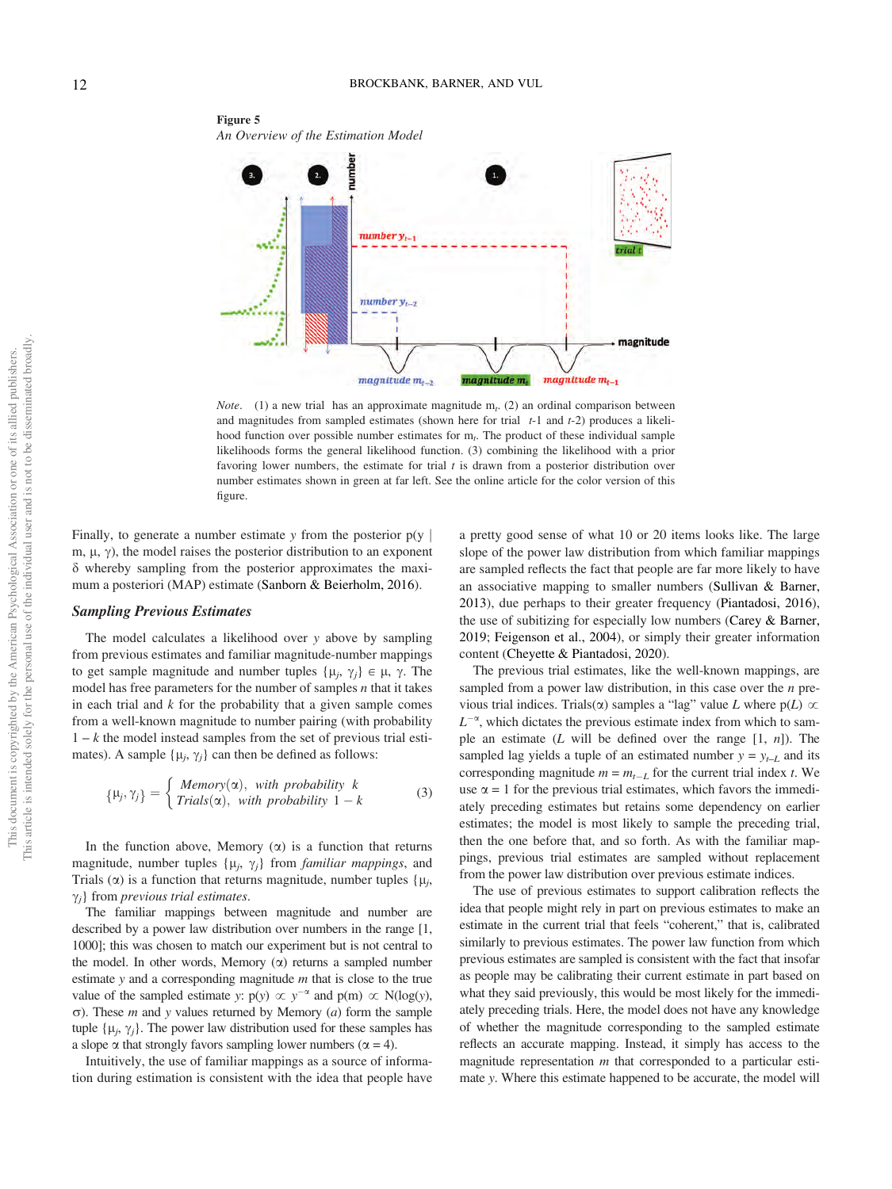**Figure 5**

*An Overview of the Estimation Model*

*Note*. (1) a new trial has an approximate magnitude $m_t$. (2) an ordinal comparison between and magnitudes from sampled estimates (shown here for trial $t$-1 and $t$-2) produces a likelihood function over possible number estimates for $m_t$. The product of these individual sample likelihoods forms the general likelihood function. (3) combining the likelihood with a prior favoring lower numbers, the estimate for trial $t$ is drawn from a posterior distribution over number estimates shown in green at far left. See the online article for the color version of this figure.

Finally, to generate a number estimate $y$ from the posterior $p(y \mid m, \mu, \gamma)$, the model raises the posterior distribution to an exponent $\delta$ whereby sampling from the posterior approximates the maximum a posteriori (MAP) estimate (Sanborn & Beierholm, 2016).

### *Sampling Previous Estimates*

The model calculates a likelihood over $y$ above by sampling from previous estimates and familiar magnitude-number mappings to get sample magnitude and number tuples $\{\mu_j, \gamma_j\} \in \mu, \gamma$. The model has free parameters for the number of samples $n$ that it takes in each trial and $k$ for the probability that a given sample comes from a well-known magnitude to number pairing (with probability $1 - k$ the model instead samples from the set of previous trial estimates). A sample $\{\mu_j, \gamma_j\}$ can then be defined as follows:

$$\{\mu_j, \gamma_j\} = \begin{cases} Memory(\alpha), & with\ probability\ k \\ Trials(\alpha), & with\ probability\ 1-k \end{cases} \tag{3}$$

In the function above, Memory ($\alpha$) is a function that returns magnitude, number tuples $\{\mu_j, \gamma_j\}$ from *familiar mappings*, and Trials ($\alpha$) is a function that returns magnitude, number tuples $\{\mu_j, \gamma_j\}$ from *previous trial estimates*.

The familiar mappings between magnitude and number are described by a power law distribution over numbers in the range [1, 1000]; this was chosen to match our experiment but is not central to the model. In other words, Memory ($\alpha$) returns a sampled number estimate $y$ and a corresponding magnitude $m$ that is close to the true value of the sampled estimate $y$: $p(y) \propto y^{-\alpha}$ and $p(m) \propto N(\log(y), \sigma)$. These $m$ and $y$ values returned by Memory ($a$) form the sample tuple $\{\mu_j, \gamma_j\}$. The power law distribution over these samples has a slope $\alpha$ that strongly favors sampling lower numbers ($\alpha = 4$).

Intuitively, the use of familiar mappings as a source of information during estimation is consistent with the idea that people have a pretty good sense of what 10 or 20 items looks like. The large slope of the power law distribution from which familiar mappings are sampled reflects the fact that people are far more likely to have an associative mapping to smaller numbers (Sullivan & Barner, 2013), due perhaps to their greater frequency (Piantadosi, 2016), the use of subitizing for especially low numbers (Carey & Barner, 2019; Feigenson et al., 2004), or simply their greater information content (Cheyette & Piantadosi, 2020).

The previous trial estimates, like the well-known mappings, are sampled from a power law distribution, in this case over the $n$ previous trial indices. Trials($\alpha$) samples a "lag" value $L$ where $p(L) \propto L^{-\alpha}$, which dictates the previous estimate index from which to sample an estimate ($L$ will be defined over the range [1, $n$]). The sampled lag yields a tuple of an estimated number $y = y_{t-L}$ and its corresponding magnitude $m = m_{t-L}$ for the current trial index $t$. We use $\alpha = 1$ for the previous trial estimates, which favors the immediately preceding estimates but retains some dependency on earlier estimates; the model is most likely to sample the preceding trial, then the one before that, and so forth. As with the familiar mappings, previous trial estimates are sampled without replacement from the power law distribution over previous estimate indices.

The use of previous estimates to support calibration reflects the idea that people might rely in part on previous estimates to make an estimate in the current trial that feels "coherent," that is, calibrated similarly to previous estimates. The power law function from which previous estimates are sampled is consistent with the fact that insofar as people may be calibrating their current estimate in part based on what they said previously, this would be most likely for the immediately preceding trials. Here, the model does not have any knowledge of whether the magnitude corresponding to the sampled estimate reflects an accurate mapping. Instead, it simply has access to the magnitude representation $m$ that corresponded to a particular estimate $y$. Where this estimate happened to be accurate, the model will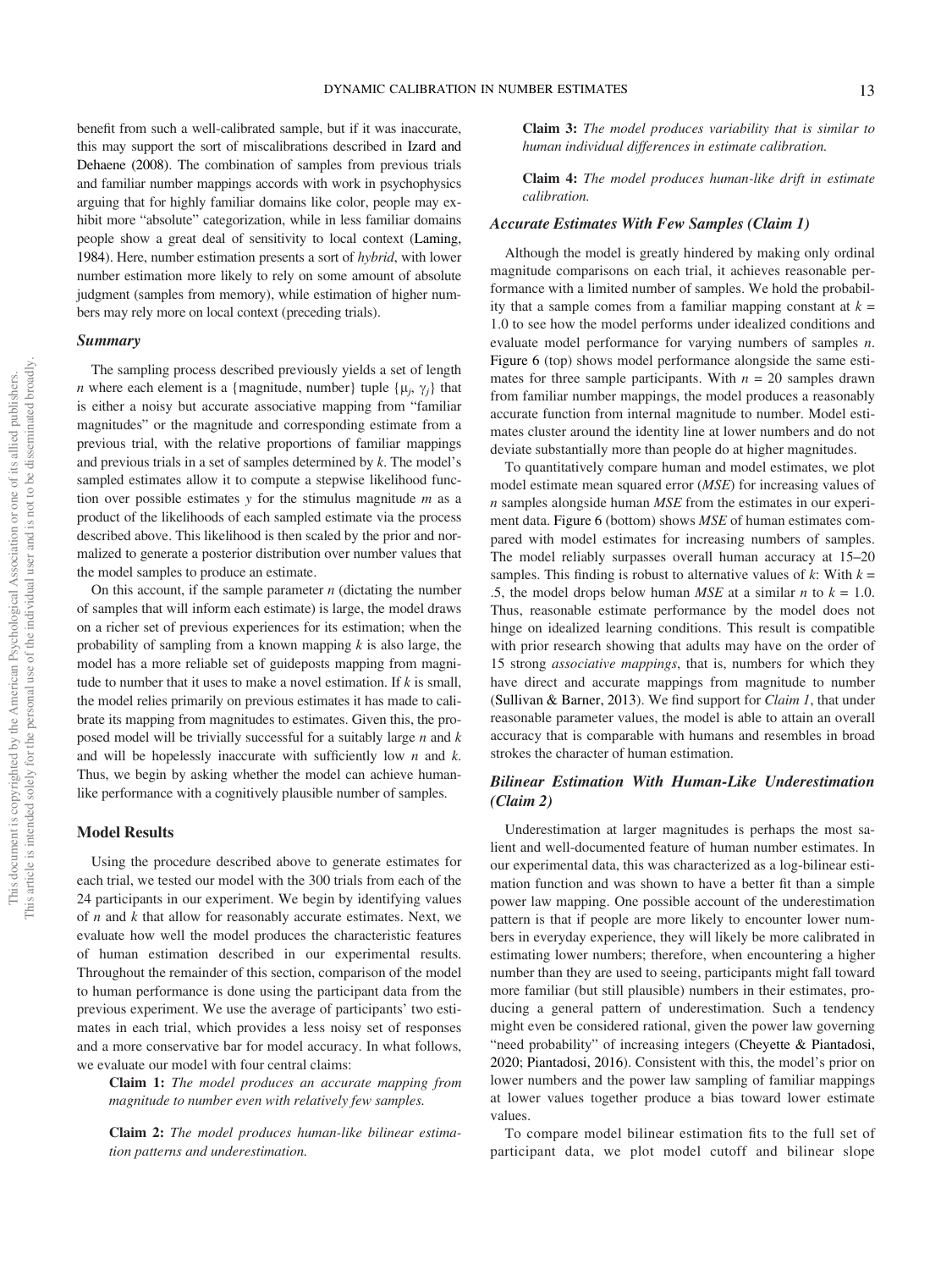benefit from such a well-calibrated sample, but if it was inaccurate, this may support the sort of miscalibrations described in Izard and Dehaene (2008). The combination of samples from previous trials and familiar number mappings accords with work in psychophysics arguing that for highly familiar domains like color, people may exhibit more "absolute" categorization, while in less familiar domains people show a great deal of sensitivity to local context (Laming, 1984). Here, number estimation presents a sort of *hybrid*, with lower number estimation more likely to rely on some amount of absolute judgment (samples from memory), while estimation of higher numbers may rely more on local context (preceding trials).

### Summary

The sampling process described previously yields a set of length $n$ where each element is a {magnitude, number} tuple $\{\mu_j, \gamma_j\}$ that is either a noisy but accurate associative mapping from "familiar magnitudes" or the magnitude and corresponding estimate from a previous trial, with the relative proportions of familiar mappings and previous trials in a set of samples determined by $k$. The model's sampled estimates allow it to compute a stepwise likelihood function over possible estimates $y$ for the stimulus magnitude $m$ as a product of the likelihoods of each sampled estimate via the process described above. This likelihood is then scaled by the prior and normalized to generate a posterior distribution over number values that the model samples to produce an estimate.

On this account, if the sample parameter $n$ (dictating the number of samples that will inform each estimate) is large, the model draws on a richer set of previous experiences for its estimation; when the probability of sampling from a known mapping $k$ is also large, the model has a more reliable set of guideposts mapping from magnitude to number that it uses to make a novel estimation. If $k$ is small, the model relies primarily on previous estimates it has made to calibrate its mapping from magnitudes to estimates. Given this, the proposed model will be trivially successful for a suitably large $n$ and $k$ and will be hopelessly inaccurate with sufficiently low $n$ and $k$. Thus, we begin by asking whether the model can achieve human-like performance with a cognitively plausible number of samples.

## Model Results

Using the procedure described above to generate estimates for each trial, we tested our model with the 300 trials from each of the 24 participants in our experiment. We begin by identifying values of $n$ and $k$ that allow for reasonably accurate estimates. Next, we evaluate how well the model produces the characteristic features of human estimation described in our experimental results. Throughout the remainder of this section, comparison of the model to human performance is done using the participant data from the previous experiment. We use the average of participants' two estimates in each trial, which provides a less noisy set of responses and a more conservative bar for model accuracy. In what follows, we evaluate our model with four central claims:

> **Claim 1:** *The model produces an accurate mapping from magnitude to number even with relatively few samples.*
>
> **Claim 2:** *The model produces human-like bilinear estimation patterns and underestimation.*
>
> **Claim 3:** *The model produces variability that is similar to human individual differences in estimate calibration.*
>
> **Claim 4:** *The model produces human-like drift in estimate calibration.*

### Accurate Estimates With Few Samples (Claim 1)

Although the model is greatly hindered by making only ordinal magnitude comparisons on each trial, it achieves reasonable performance with a limited number of samples. We hold the probability that a sample comes from a familiar mapping constant at $k = 1.0$ to see how the model performs under idealized conditions and evaluate model performance for varying numbers of samples $n$. Figure 6 (top) shows model performance alongside the same estimates for three sample participants. With $n = 20$ samples drawn from familiar number mappings, the model produces a reasonably accurate function from internal magnitude to number. Model estimates cluster around the identity line at lower numbers and do not deviate substantially more than people do at higher magnitudes.

To quantitatively compare human and model estimates, we plot model estimate mean squared error (*MSE*) for increasing values of $n$ samples alongside human *MSE* from the estimates in our experiment data. Figure 6 (bottom) shows *MSE* of human estimates compared with model estimates for increasing numbers of samples. The model reliably surpasses overall human accuracy at 15–20 samples. This finding is robust to alternative values of $k$: With $k = .5$, the model drops below human *MSE* at a similar $n$ to $k = 1.0$. Thus, reasonable estimate performance by the model does not hinge on idealized learning conditions. This result is compatible with prior research showing that adults may have on the order of 15 strong *associative mappings*, that is, numbers for which they have direct and accurate mappings from magnitude to number (Sullivan & Barner, 2013). We find support for *Claim 1*, that under reasonable parameter values, the model is able to attain an overall accuracy that is comparable with humans and resembles in broad strokes the character of human estimation.

### Bilinear Estimation With Human-Like Underestimation (Claim 2)

Underestimation at larger magnitudes is perhaps the most salient and well-documented feature of human number estimates. In our experimental data, this was characterized as a log-bilinear estimation function and was shown to have a better fit than a simple power law mapping. One possible account of the underestimation pattern is that if people are more likely to encounter lower numbers in everyday experience, they will likely be more calibrated in estimating lower numbers; therefore, when encountering a higher number than they are used to seeing, participants might fall toward more familiar (but still plausible) numbers in their estimates, producing a general pattern of underestimation. Such a tendency might even be considered rational, given the power law governing "need probability" of increasing integers (Cheyette & Piantadosi, 2020; Piantadosi, 2016). Consistent with this, the model's prior on lower numbers and the power law sampling of familiar mappings at lower values together produce a bias toward lower estimate values.

To compare model bilinear estimation fits to the full set of participant data, we plot model cutoff and bilinear slope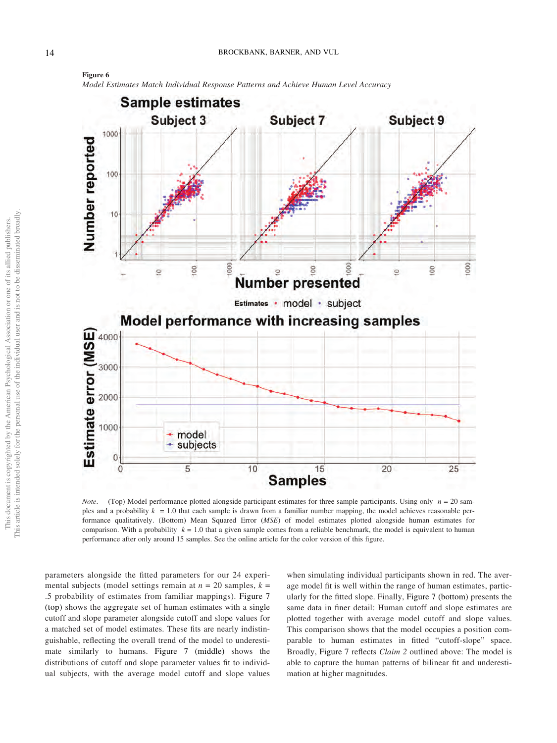**Figure 6**

*Model Estimates Match Individual Response Patterns and Achieve Human Level Accuracy*

*Note*. (Top) Model performance plotted alongside participant estimates for three sample participants. Using only $n = 20$ samples and a probability $k = 1.0$ that each sample is drawn from a familiar number mapping, the model achieves reasonable performance qualitatively. (Bottom) Mean Squared Error (*MSE*) of model estimates plotted alongside human estimates for comparison. With a probability $k = 1.0$ that a given sample comes from a reliable benchmark, the model is equivalent to human performance after only around 15 samples. See the online article for the color version of this figure.

parameters alongside the fitted parameters for our 24 experimental subjects (model settings remain at $n = 20$ samples, $k = .5$ probability of estimates from familiar mappings). Figure 7 (top) shows the aggregate set of human estimates with a single cutoff and slope parameter alongside cutoff and slope values for a matched set of model estimates. These fits are nearly indistinguishable, reflecting the overall trend of the model to underestimate similarly to humans. Figure 7 (middle) shows the distributions of cutoff and slope parameter values fit to individual subjects, with the average model cutoff and slope values when simulating individual participants shown in red. The average model fit is well within the range of human estimates, particularly for the fitted slope. Finally, Figure 7 (bottom) presents the same data in finer detail: Human cutoff and slope estimates are plotted together with average model cutoff and slope values. This comparison shows that the model occupies a position comparable to human estimates in fitted "cutoff-slope" space. Broadly, Figure 7 reflects *Claim 2* outlined above: The model is able to capture the human patterns of bilinear fit and underestimation at higher magnitudes.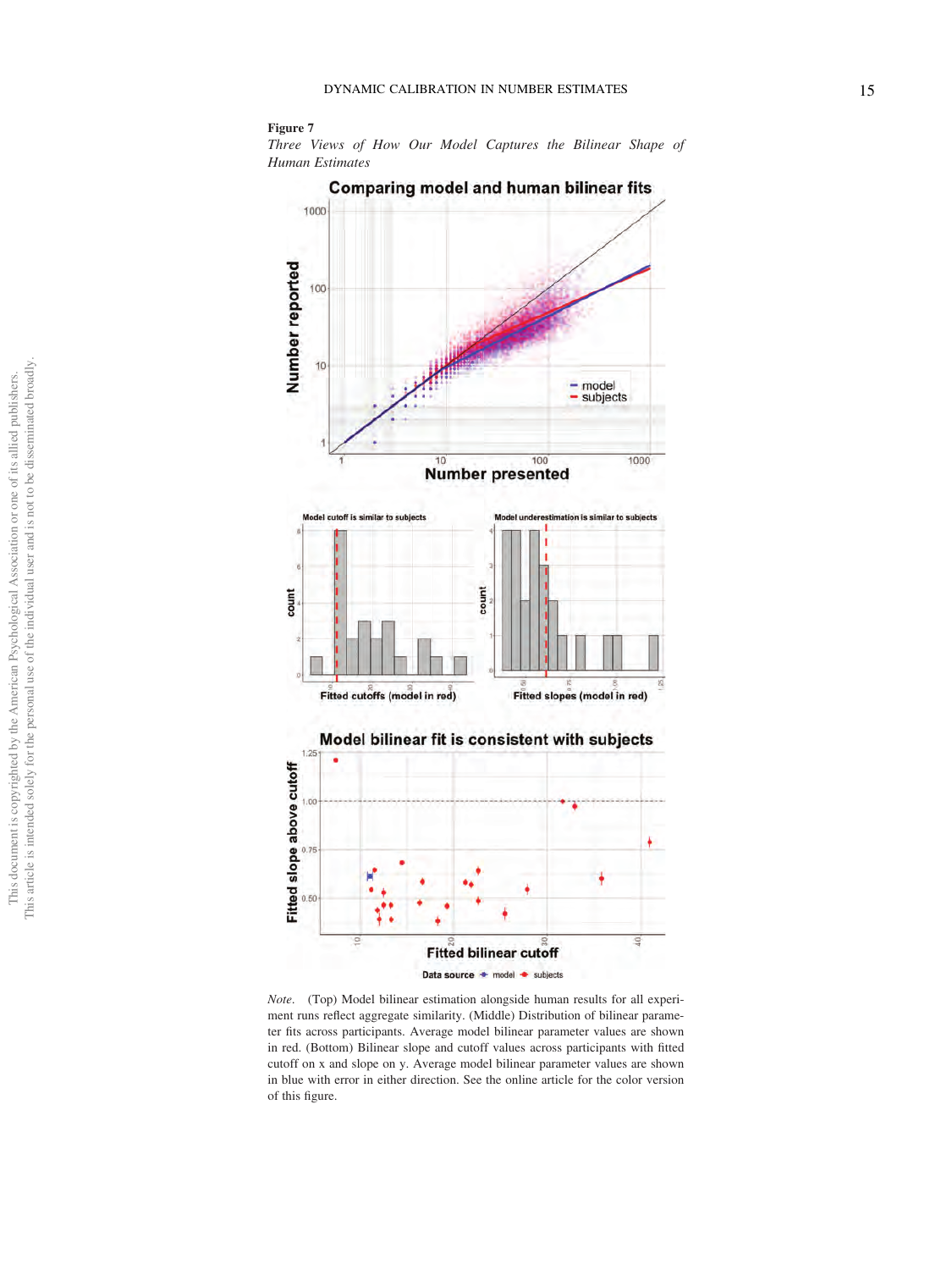**Figure 7**

*Three Views of How Our Model Captures the Bilinear Shape of Human Estimates*

*Note.* (Top) Model bilinear estimation alongside human results for all experiment runs reflect aggregate similarity. (Middle) Distribution of bilinear parameter fits across participants. Average model bilinear parameter values are shown in red. (Bottom) Bilinear slope and cutoff values across participants with fitted cutoff on x and slope on y. Average model bilinear parameter values are shown in blue with error in either direction. See the online article for the color version of this figure.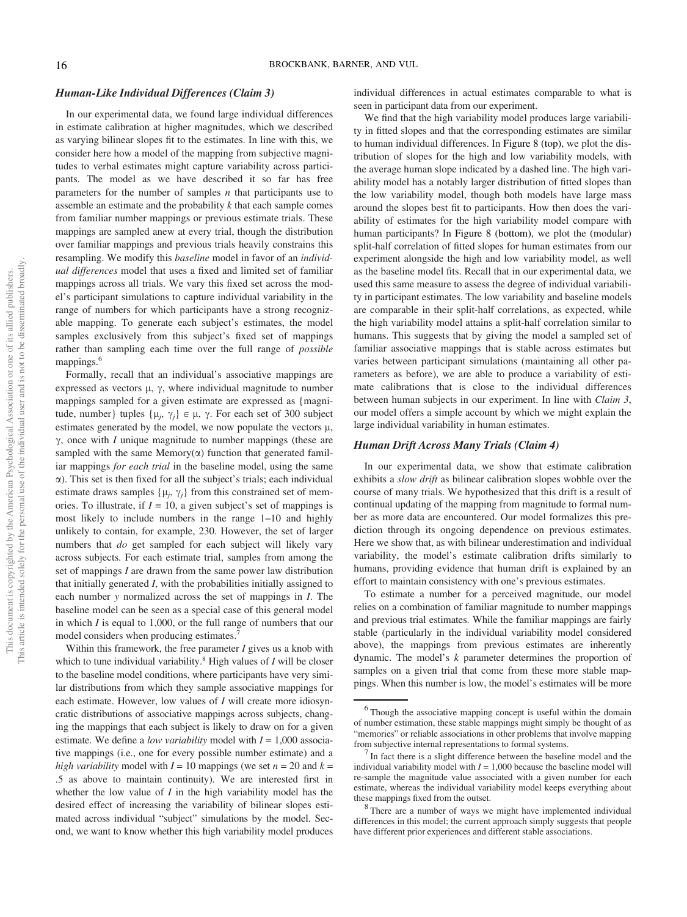### *Human-Like Individual Differences (Claim 3)*

In our experimental data, we found large individual differences in estimate calibration at higher magnitudes, which we described as varying bilinear slopes fit to the estimates. In line with this, we consider here how a model of the mapping from subjective magnitudes to verbal estimates might capture variability across participants. The model as we have described it so far has free parameters for the number of samples $n$ that participants use to assemble an estimate and the probability $k$ that each sample comes from familiar number mappings or previous estimate trials. These mappings are sampled anew at every trial, though the distribution over familiar mappings and previous trials heavily constrains this resampling. We modify this *baseline* model in favor of an *individual differences* model that uses a fixed and limited set of familiar mappings across all trials. We vary this fixed set across the model's participant simulations to capture individual variability in the range of numbers for which participants have a strong recognizable mapping. To generate each subject's estimates, the model samples exclusively from this subject's fixed set of mappings rather than sampling each time over the full range of *possible* mappings.[6]

Formally, recall that an individual's associative mappings are expressed as vectors $\mu$, $\gamma$, where individual magnitude to number mappings sampled for a given estimate are expressed as {magnitude, number} tuples $\{\mu_j, \gamma_j\} \in \mu, \gamma$. For each set of 300 subject estimates generated by the model, we now populate the vectors $\mu$, $\gamma$, once with $I$ unique magnitude to number mappings (these are sampled with the same Memory($\alpha$) function that generated familiar mappings *for each trial* in the baseline model, using the same $\alpha$). This set is then fixed for all the subject's trials; each individual estimate draws samples $\{\mu_j, \gamma_j\}$ from this constrained set of memories. To illustrate, if $I = 10$, a given subject's set of mappings is most likely to include numbers in the range 1–10 and highly unlikely to contain, for example, 230. However, the set of larger numbers that *do* get sampled for each subject will likely vary across subjects. For each estimate trial, samples from among the set of mappings $I$ are drawn from the same power law distribution that initially generated $I$, with the probabilities initially assigned to each number $y$ normalized across the set of mappings in $I$. The baseline model can be seen as a special case of this general model in which $I$ is equal to 1,000, or the full range of numbers that our model considers when producing estimates.[7]

Within this framework, the free parameter $I$ gives us a knob with which to tune individual variability.[8] High values of $I$ will be closer to the baseline model conditions, where participants have very similar distributions from which they sample associative mappings for each estimate. However, low values of $I$ will create more idiosyncratic distributions of associative mappings across subjects, changing the mappings that each subject is likely to draw on for a given estimate. We define a *low variability* model with $I = 1{,}000$ associative mappings (i.e., one for every possible number estimate) and a *high variability* model with $I = 10$ mappings (we set $n = 20$ and $k = .5$ as above to maintain continuity). We are interested first in whether the low value of $I$ in the high variability model has the desired effect of increasing the variability of bilinear slopes estimated across individual "subject" simulations by the model. Second, we want to know whether this high variability model produces individual differences in actual estimates comparable to what is seen in participant data from our experiment.

We find that the high variability model produces large variability in fitted slopes and that the corresponding estimates are similar to human individual differences. In Figure 8 (top), we plot the distribution of slopes for the high and low variability models, with the average human slope indicated by a dashed line. The high variability model has a notably larger distribution of fitted slopes than the low variability model, though both models have large mass around the slopes best fit to participants. How then does the variability of estimates for the high variability model compare with human participants? In Figure 8 (bottom), we plot the (modular) split-half correlation of fitted slopes for human estimates from our experiment alongside the high and low variability model, as well as the baseline model fits. Recall that in our experimental data, we used this same measure to assess the degree of individual variability in participant estimates. The low variability and baseline models are comparable in their split-half correlations, as expected, while the high variability model attains a split-half correlation similar to humans. This suggests that by giving the model a sampled set of familiar associative mappings that is stable across estimates but varies between participant simulations (maintaining all other parameters as before), we are able to produce a variability of estimate calibrations that is close to the individual differences between human subjects in our experiment. In line with *Claim 3*, our model offers a simple account by which we might explain the large individual variability in human estimates.

### *Human Drift Across Many Trials (Claim 4)*

In our experimental data, we show that estimate calibration exhibits a *slow drift* as bilinear calibration slopes wobble over the course of many trials. We hypothesized that this drift is a result of continual updating of the mapping from magnitude to formal number as more data are encountered. Our model formalizes this prediction through its ongoing dependence on previous estimates. Here we show that, as with bilinear underestimation and individual variability, the model's estimate calibration drifts similarly to humans, providing evidence that human drift is explained by an effort to maintain consistency with one's previous estimates.

To estimate a number for a perceived magnitude, our model relies on a combination of familiar magnitude to number mappings and previous trial estimates. While the familiar mappings are fairly stable (particularly in the individual variability model considered above), the mappings from previous estimates are inherently dynamic. The model's $k$ parameter determines the proportion of samples on a given trial that come from these more stable mappings. When this number is low, the model's estimates will be more

---

[6] Though the associative mapping concept is useful within the domain of number estimation, these stable mappings might simply be thought of as "memories" or reliable associations in other problems that involve mapping from subjective internal representations to formal systems.

[7] In fact there is a slight difference between the baseline model and the individual variability model with $I = 1{,}000$ because the baseline model will re-sample the magnitude value associated with a given number for each estimate, whereas the individual variability model keeps everything about these mappings fixed from the outset.

[8] There are a number of ways we might have implemented individual differences in this model; the current approach simply suggests that people have different prior experiences and different stable associations.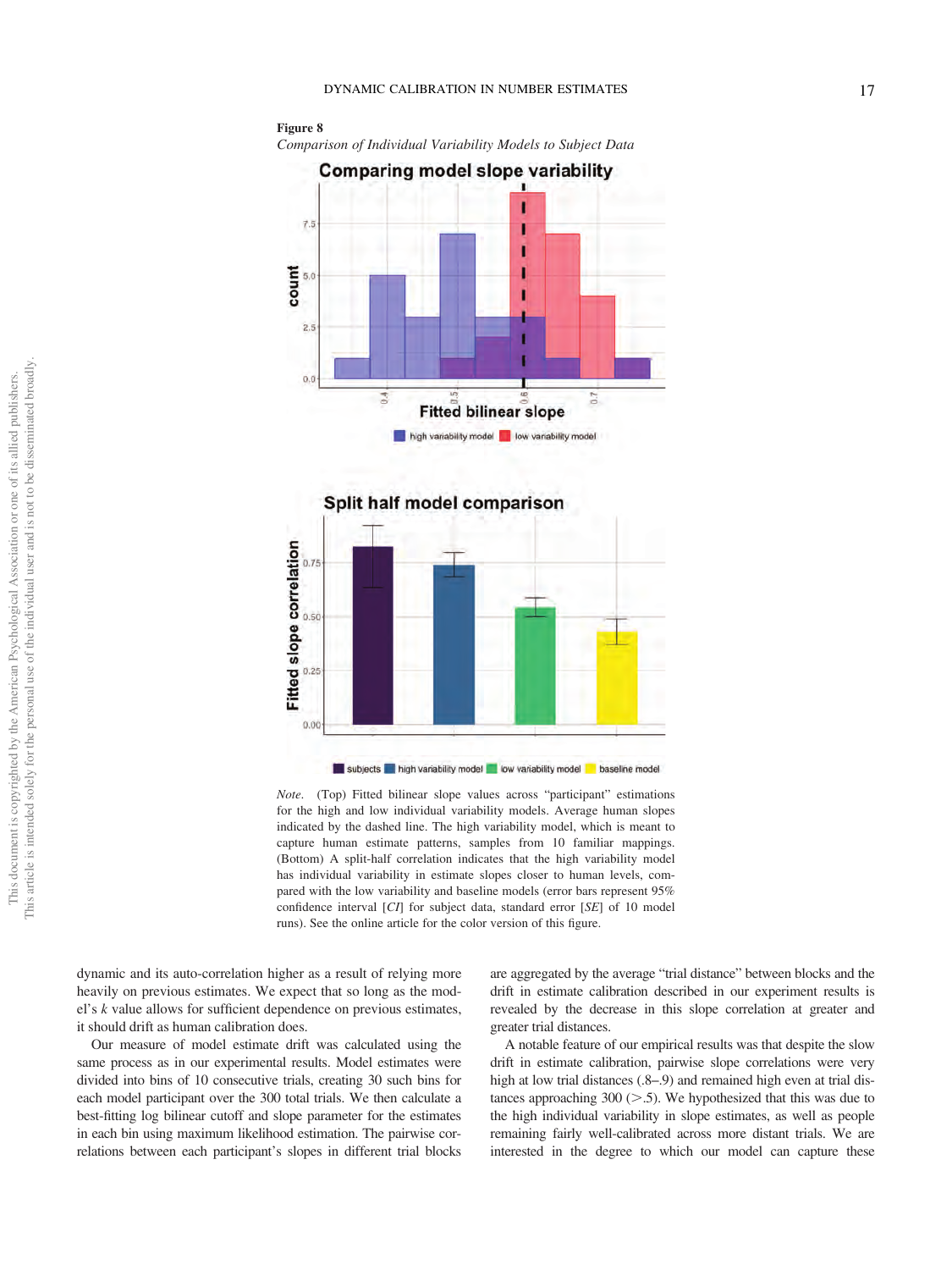**Figure 8**

*Comparison of Individual Variability Models to Subject Data*

*Note*. (Top) Fitted bilinear slope values across "participant" estimations for the high and low individual variability models. Average human slopes indicated by the dashed line. The high variability model, which is meant to capture human estimate patterns, samples from 10 familiar mappings. (Bottom) A split-half correlation indicates that the high variability model has individual variability in estimate slopes closer to human levels, compared with the low variability and baseline models (error bars represent 95% confidence interval [*CI*] for subject data, standard error [*SE*] of 10 model runs). See the online article for the color version of this figure.

dynamic and its auto-correlation higher as a result of relying more heavily on previous estimates. We expect that so long as the model's $k$ value allows for sufficient dependence on previous estimates, it should drift as human calibration does.

Our measure of model estimate drift was calculated using the same process as in our experimental results. Model estimates were divided into bins of 10 consecutive trials, creating 30 such bins for each model participant over the 300 total trials. We then calculate a best-fitting log bilinear cutoff and slope parameter for the estimates in each bin using maximum likelihood estimation. The pairwise correlations between each participant's slopes in different trial blocks are aggregated by the average "trial distance" between blocks and the drift in estimate calibration described in our experiment results is revealed by the decrease in this slope correlation at greater and greater trial distances.

A notable feature of our empirical results was that despite the slow drift in estimate calibration, pairwise slope correlations were very high at low trial distances (.8–.9) and remained high even at trial distances approaching 300 (>.5). We hypothesized that this was due to the high individual variability in slope estimates, as well as people remaining fairly well-calibrated across more distant trials. We are interested in the degree to which our model can capture these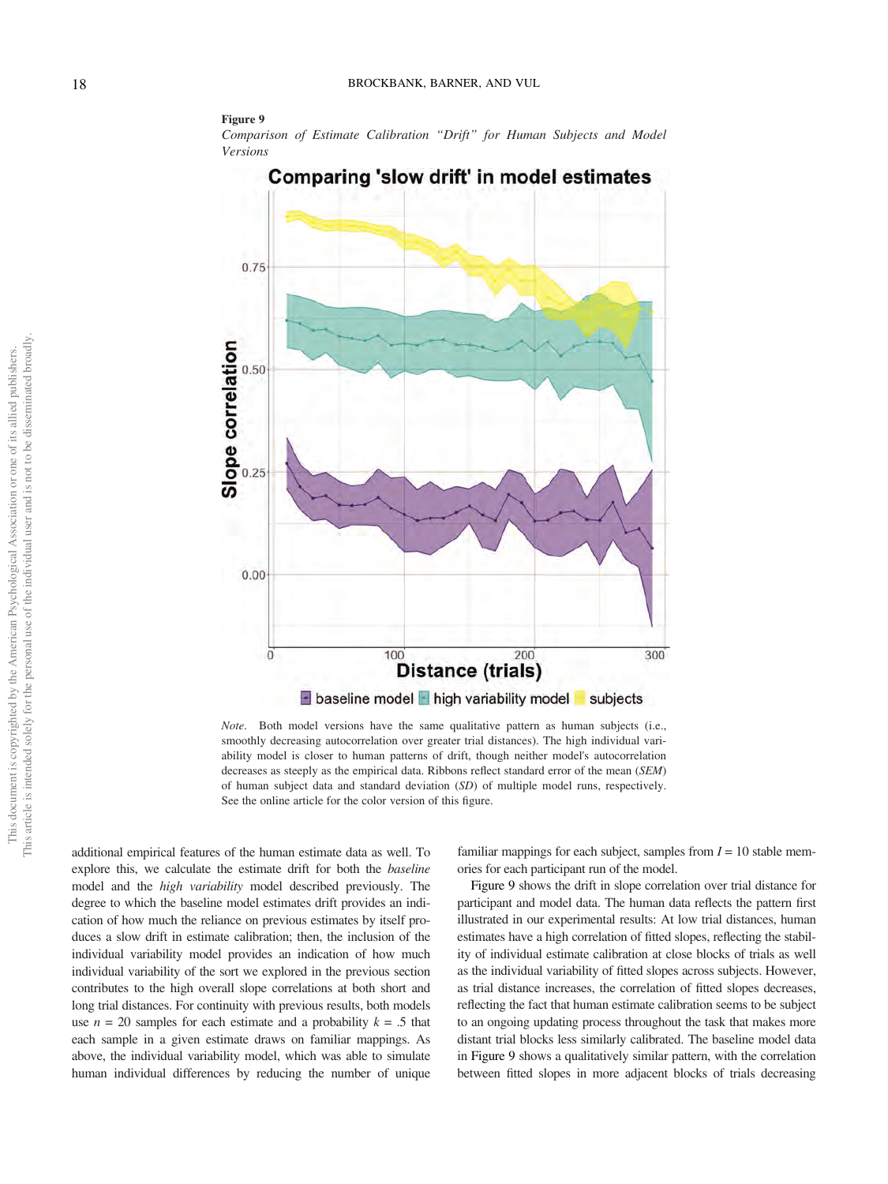**Figure 9**

*Comparison of Estimate Calibration "Drift" for Human Subjects and Model Versions*

*Note*. Both model versions have the same qualitative pattern as human subjects (i.e., smoothly decreasing autocorrelation over greater trial distances). The high individual variability model is closer to human patterns of drift, though neither model's autocorrelation decreases as steeply as the empirical data. Ribbons reflect standard error of the mean (*SEM*) of human subject data and standard deviation (*SD*) of multiple model runs, respectively. See the online article for the color version of this figure.

additional empirical features of the human estimate data as well. To explore this, we calculate the estimate drift for both the *baseline* model and the *high variability* model described previously. The degree to which the baseline model estimates drift provides an indication of how much the reliance on previous estimates by itself produces a slow drift in estimate calibration; then, the inclusion of the individual variability model provides an indication of how much individual variability of the sort we explored in the previous section contributes to the high overall slope correlations at both short and long trial distances. For continuity with previous results, both models use $n = 20$ samples for each estimate and a probability $k = .5$ that each sample in a given estimate draws on familiar mappings. As above, the individual variability model, which was able to simulate human individual differences by reducing the number of unique familiar mappings for each subject, samples from $I = 10$ stable memories for each participant run of the model.

Figure 9 shows the drift in slope correlation over trial distance for participant and model data. The human data reflects the pattern first illustrated in our experimental results: At low trial distances, human estimates have a high correlation of fitted slopes, reflecting the stability of individual estimate calibration at close blocks of trials as well as the individual variability of fitted slopes across subjects. However, as trial distance increases, the correlation of fitted slopes decreases, reflecting the fact that human estimate calibration seems to be subject to an ongoing updating process throughout the task that makes more distant trial blocks less similarly calibrated. The baseline model data in Figure 9 shows a qualitatively similar pattern, with the correlation between fitted slopes in more adjacent blocks of trials decreasing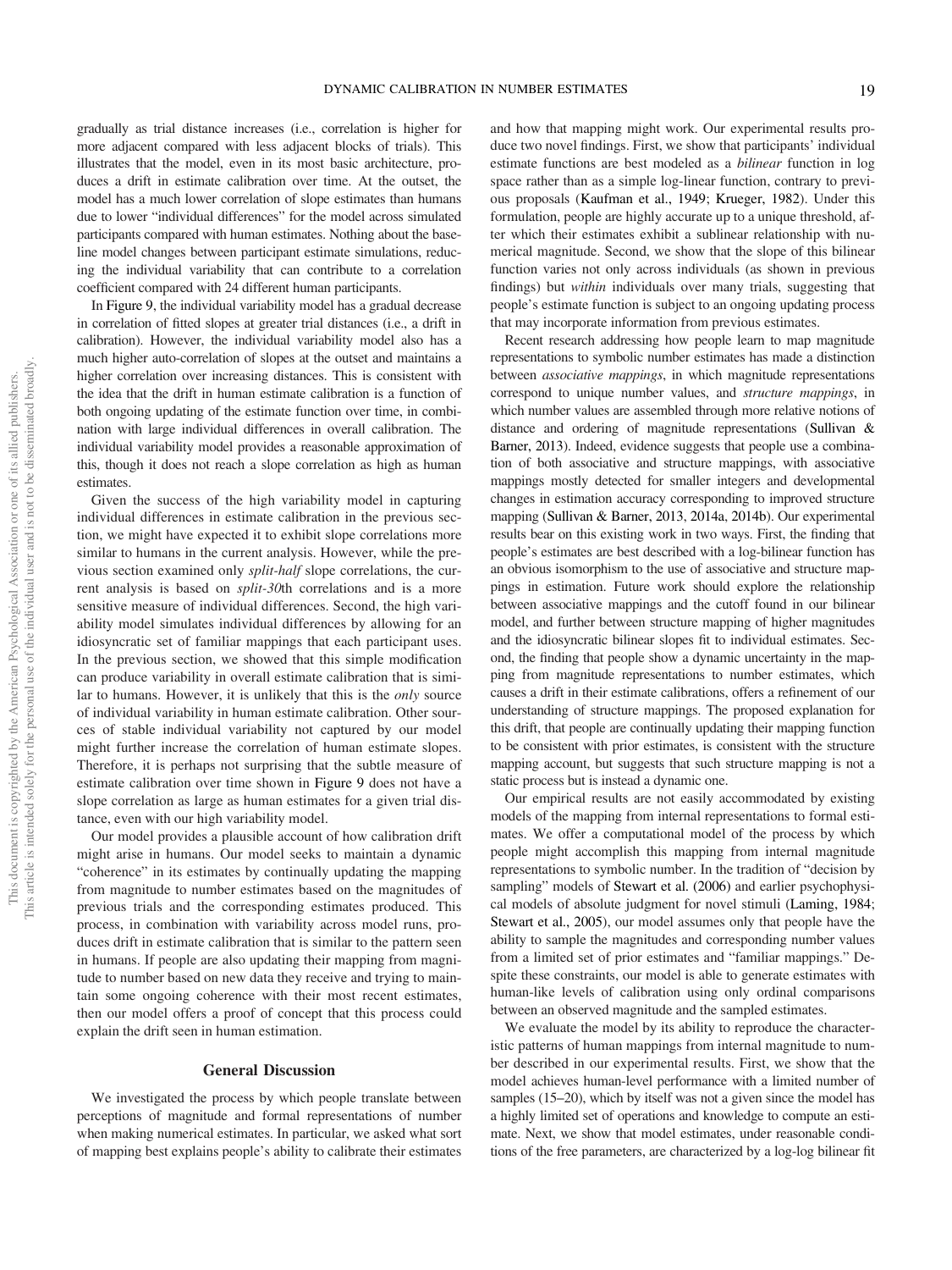gradually as trial distance increases (i.e., correlation is higher for more adjacent compared with less adjacent blocks of trials). This illustrates that the model, even in its most basic architecture, produces a drift in estimate calibration over time. At the outset, the model has a much lower correlation of slope estimates than humans due to lower "individual differences" for the model across simulated participants compared with human estimates. Nothing about the baseline model changes between participant estimate simulations, reducing the individual variability that can contribute to a correlation coefficient compared with 24 different human participants.

In Figure 9, the individual variability model has a gradual decrease in correlation of fitted slopes at greater trial distances (i.e., a drift in calibration). However, the individual variability model also has a much higher auto-correlation of slopes at the outset and maintains a higher correlation over increasing distances. This is consistent with the idea that the drift in human estimate calibration is a function of both ongoing updating of the estimate function over time, in combination with large individual differences in overall calibration. The individual variability model provides a reasonable approximation of this, though it does not reach a slope correlation as high as human estimates.

Given the success of the high variability model in capturing individual differences in estimate calibration in the previous section, we might have expected it to exhibit slope correlations more similar to humans in the current analysis. However, while the previous section examined only *split-half* slope correlations, the current analysis is based on *split-30*th correlations and is a more sensitive measure of individual differences. Second, the high variability model simulates individual differences by allowing for an idiosyncratic set of familiar mappings that each participant uses. In the previous section, we showed that this simple modification can produce variability in overall estimate calibration that is similar to humans. However, it is unlikely that this is the *only* source of individual variability in human estimate calibration. Other sources of stable individual variability not captured by our model might further increase the correlation of human estimate slopes. Therefore, it is perhaps not surprising that the subtle measure of estimate calibration over time shown in Figure 9 does not have a slope correlation as large as human estimates for a given trial distance, even with our high variability model.

Our model provides a plausible account of how calibration drift might arise in humans. Our model seeks to maintain a dynamic "coherence" in its estimates by continually updating the mapping from magnitude to number estimates based on the magnitudes of previous trials and the corresponding estimates produced. This process, in combination with variability across model runs, produces drift in estimate calibration that is similar to the pattern seen in humans. If people are also updating their mapping from magnitude to number based on new data they receive and trying to maintain some ongoing coherence with their most recent estimates, then our model offers a proof of concept that this process could explain the drift seen in human estimation.

## General Discussion

We investigated the process by which people translate between perceptions of magnitude and formal representations of number when making numerical estimates. In particular, we asked what sort of mapping best explains people's ability to calibrate their estimates and how that mapping might work. Our experimental results produce two novel findings. First, we show that participants' individual estimate functions are best modeled as a *bilinear* function in log space rather than as a simple log-linear function, contrary to previous proposals (Kaufman et al., 1949; Krueger, 1982). Under this formulation, people are highly accurate up to a unique threshold, after which their estimates exhibit a sublinear relationship with numerical magnitude. Second, we show that the slope of this bilinear function varies not only across individuals (as shown in previous findings) but *within* individuals over many trials, suggesting that people's estimate function is subject to an ongoing updating process that may incorporate information from previous estimates.

Recent research addressing how people learn to map magnitude representations to symbolic number estimates has made a distinction between *associative mappings*, in which magnitude representations correspond to unique number values, and *structure mappings*, in which number values are assembled through more relative notions of distance and ordering of magnitude representations (Sullivan & Barner, 2013). Indeed, evidence suggests that people use a combination of both associative and structure mappings, with associative mappings mostly detected for smaller integers and developmental changes in estimation accuracy corresponding to improved structure mapping (Sullivan & Barner, 2013, 2014a, 2014b). Our experimental results bear on this existing work in two ways. First, the finding that people's estimates are best described with a log-bilinear function has an obvious isomorphism to the use of associative and structure mappings in estimation. Future work should explore the relationship between associative mappings and the cutoff found in our bilinear model, and further between structure mapping of higher magnitudes and the idiosyncratic bilinear slopes fit to individual estimates. Second, the finding that people show a dynamic uncertainty in the mapping from magnitude representations to number estimates, which causes a drift in their estimate calibrations, offers a refinement of our understanding of structure mappings. The proposed explanation for this drift, that people are continually updating their mapping function to be consistent with prior estimates, is consistent with the structure mapping account, but suggests that such structure mapping is not a static process but is instead a dynamic one.

Our empirical results are not easily accommodated by existing models of the mapping from internal representations to formal estimates. We offer a computational model of the process by which people might accomplish this mapping from internal magnitude representations to symbolic number. In the tradition of "decision by sampling" models of Stewart et al. (2006) and earlier psychophysical models of absolute judgment for novel stimuli (Laming, 1984; Stewart et al., 2005), our model assumes only that people have the ability to sample the magnitudes and corresponding number values from a limited set of prior estimates and "familiar mappings." Despite these constraints, our model is able to generate estimates with human-like levels of calibration using only ordinal comparisons between an observed magnitude and the sampled estimates.

We evaluate the model by its ability to reproduce the characteristic patterns of human mappings from internal magnitude to number described in our experimental results. First, we show that the model achieves human-level performance with a limited number of samples (15–20), which by itself was not a given since the model has a highly limited set of operations and knowledge to compute an estimate. Next, we show that model estimates, under reasonable conditions of the free parameters, are characterized by a log-log bilinear fit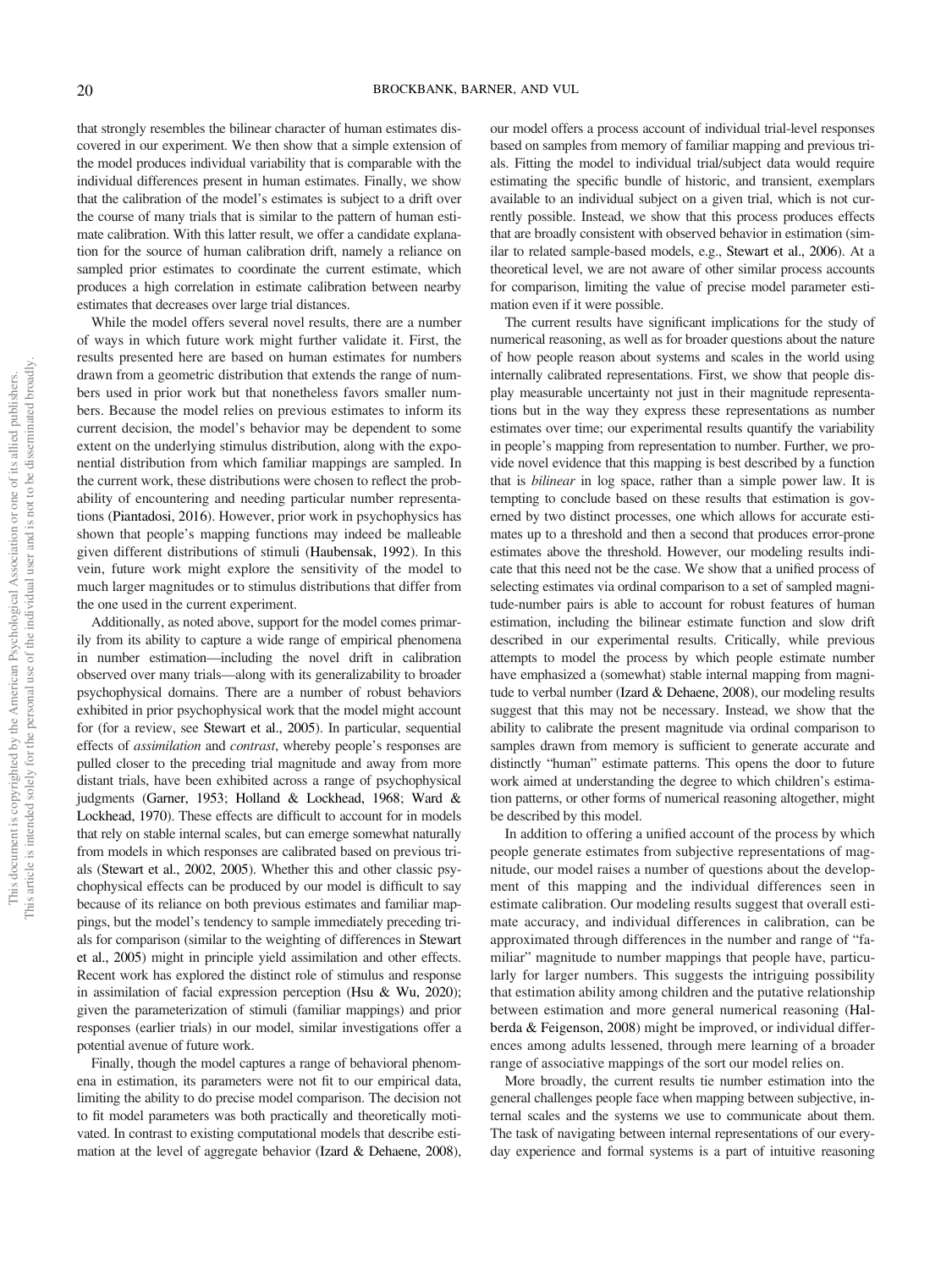that strongly resembles the bilinear character of human estimates discovered in our experiment. We then show that a simple extension of the model produces individual variability that is comparable with the individual differences present in human estimates. Finally, we show that the calibration of the model's estimates is subject to a drift over the course of many trials that is similar to the pattern of human estimate calibration. With this latter result, we offer a candidate explanation for the source of human calibration drift, namely a reliance on sampled prior estimates to coordinate the current estimate, which produces a high correlation in estimate calibration between nearby estimates that decreases over large trial distances.

While the model offers several novel results, there are a number of ways in which future work might further validate it. First, the results presented here are based on human estimates for numbers drawn from a geometric distribution that extends the range of numbers used in prior work but that nonetheless favors smaller numbers. Because the model relies on previous estimates to inform its current decision, the model's behavior may be dependent to some extent on the underlying stimulus distribution, along with the exponential distribution from which familiar mappings are sampled. In the current work, these distributions were chosen to reflect the probability of encountering and needing particular number representations (Piantadosi, 2016). However, prior work in psychophysics has shown that people's mapping functions may indeed be malleable given different distributions of stimuli (Haubensak, 1992). In this vein, future work might explore the sensitivity of the model to much larger magnitudes or to stimulus distributions that differ from the one used in the current experiment.

Additionally, as noted above, support for the model comes primarily from its ability to capture a wide range of empirical phenomena in number estimation—including the novel drift in calibration observed over many trials—along with its generalizability to broader psychophysical domains. There are a number of robust behaviors exhibited in prior psychophysical work that the model might account for (for a review, see Stewart et al., 2005). In particular, sequential effects of *assimilation* and *contrast*, whereby people's responses are pulled closer to the preceding trial magnitude and away from more distant trials, have been exhibited across a range of psychophysical judgments (Garner, 1953; Holland & Lockhead, 1968; Ward & Lockhead, 1970). These effects are difficult to account for in models that rely on stable internal scales, but can emerge somewhat naturally from models in which responses are calibrated based on previous trials (Stewart et al., 2002, 2005). Whether this and other classic psychophysical effects can be produced by our model is difficult to say because of its reliance on both previous estimates and familiar mappings, but the model's tendency to sample immediately preceding trials for comparison (similar to the weighting of differences in Stewart et al., 2005) might in principle yield assimilation and other effects. Recent work has explored the distinct role of stimulus and response in assimilation of facial expression perception (Hsu & Wu, 2020); given the parameterization of stimuli (familiar mappings) and prior responses (earlier trials) in our model, similar investigations offer a potential avenue of future work.

Finally, though the model captures a range of behavioral phenomena in estimation, its parameters were not fit to our empirical data, limiting the ability to do precise model comparison. The decision not to fit model parameters was both practically and theoretically motivated. In contrast to existing computational models that describe estimation at the level of aggregate behavior (Izard & Dehaene, 2008), our model offers a process account of individual trial-level responses based on samples from memory of familiar mapping and previous trials. Fitting the model to individual trial/subject data would require estimating the specific bundle of historic, and transient, exemplars available to an individual subject on a given trial, which is not currently possible. Instead, we show that this process produces effects that are broadly consistent with observed behavior in estimation (similar to related sample-based models, e.g., Stewart et al., 2006). At a theoretical level, we are not aware of other similar process accounts for comparison, limiting the value of precise model parameter estimation even if it were possible.

The current results have significant implications for the study of numerical reasoning, as well as for broader questions about the nature of how people reason about systems and scales in the world using internally calibrated representations. First, we show that people display measurable uncertainty not just in their magnitude representations but in the way they express these representations as number estimates over time; our experimental results quantify the variability in people's mapping from representation to number. Further, we provide novel evidence that this mapping is best described by a function that is *bilinear* in log space, rather than a simple power law. It is tempting to conclude based on these results that estimation is governed by two distinct processes, one which allows for accurate estimates up to a threshold and then a second that produces error-prone estimates above the threshold. However, our modeling results indicate that this need not be the case. We show that a unified process of selecting estimates via ordinal comparison to a set of sampled magnitude-number pairs is able to account for robust features of human estimation, including the bilinear estimate function and slow drift described in our experimental results. Critically, while previous attempts to model the process by which people estimate number have emphasized a (somewhat) stable internal mapping from magnitude to verbal number (Izard & Dehaene, 2008), our modeling results suggest that this may not be necessary. Instead, we show that the ability to calibrate the present magnitude via ordinal comparison to samples drawn from memory is sufficient to generate accurate and distinctly "human" estimate patterns. This opens the door to future work aimed at understanding the degree to which children's estimation patterns, or other forms of numerical reasoning altogether, might be described by this model.

In addition to offering a unified account of the process by which people generate estimates from subjective representations of magnitude, our model raises a number of questions about the development of this mapping and the individual differences seen in estimate calibration. Our modeling results suggest that overall estimate accuracy, and individual differences in calibration, can be approximated through differences in the number and range of "familiar" magnitude to number mappings that people have, particularly for larger numbers. This suggests the intriguing possibility that estimation ability among children and the putative relationship between estimation and more general numerical reasoning (Halberda & Feigenson, 2008) might be improved, or individual differences among adults lessened, through mere learning of a broader range of associative mappings of the sort our model relies on.

More broadly, the current results tie number estimation into the general challenges people face when mapping between subjective, internal scales and the systems we use to communicate about them. The task of navigating between internal representations of our everyday experience and formal systems is a part of intuitive reasoning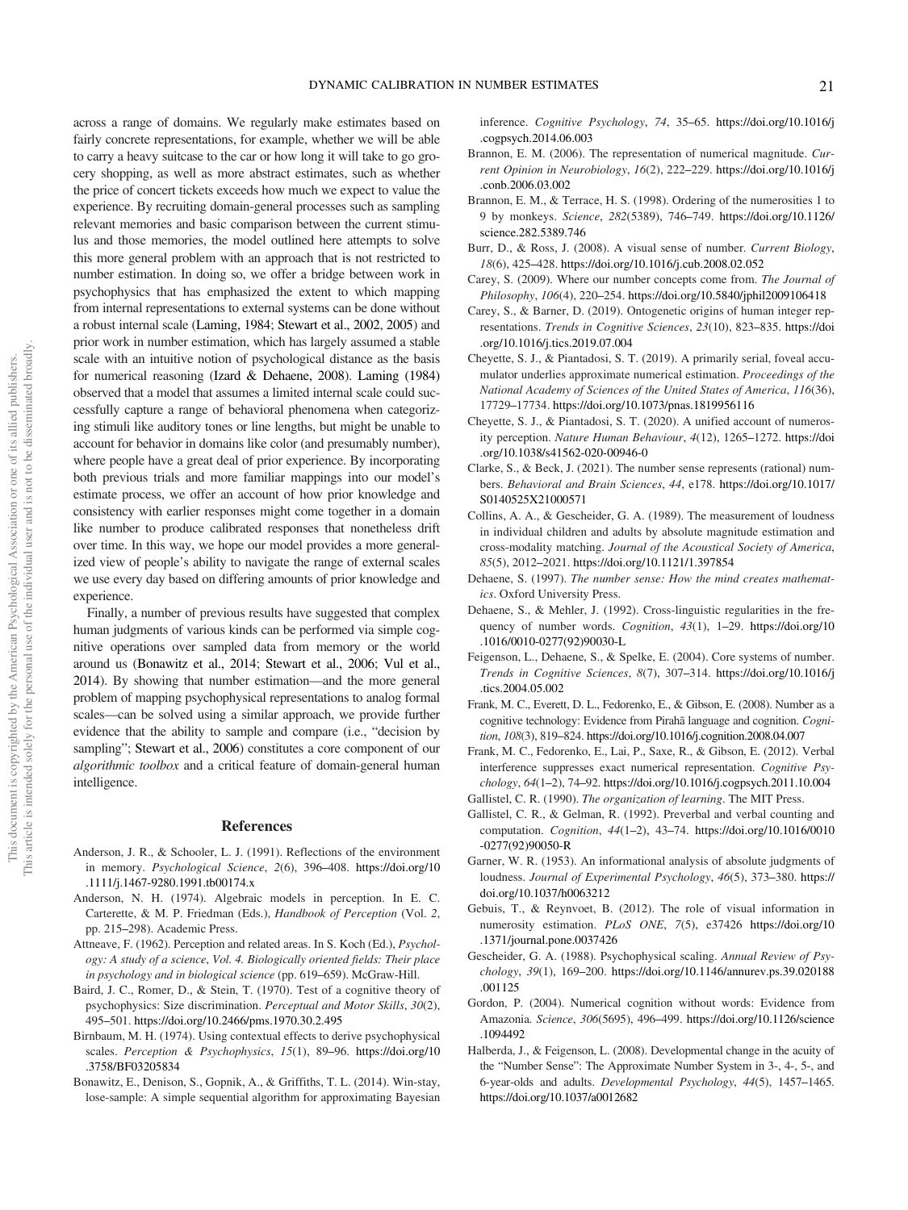across a range of domains. We regularly make estimates based on fairly concrete representations, for example, whether we will be able to carry a heavy suitcase to the car or how long it will take to go grocery shopping, as well as more abstract estimates, such as whether the price of concert tickets exceeds how much we expect to value the experience. By recruiting domain-general processes such as sampling relevant memories and basic comparison between the current stimulus and those memories, the model outlined here attempts to solve this more general problem with an approach that is not restricted to number estimation. In doing so, we offer a bridge between work in psychophysics that has emphasized the extent to which mapping from internal representations to external systems can be done without a robust internal scale (Laming, 1984; Stewart et al., 2002, 2005) and prior work in number estimation, which has largely assumed a stable scale with an intuitive notion of psychological distance as the basis for numerical reasoning (Izard & Dehaene, 2008). Laming (1984) observed that a model that assumes a limited internal scale could successfully capture a range of behavioral phenomena when categorizing stimuli like auditory tones or line lengths, but might be unable to account for behavior in domains like color (and presumably number), where people have a great deal of prior experience. By incorporating both previous trials and more familiar mappings into our model's estimate process, we offer an account of how prior knowledge and consistency with earlier responses might come together in a domain like number to produce calibrated responses that nonetheless drift over time. In this way, we hope our model provides a more generalized view of people's ability to navigate the range of external scales we use every day based on differing amounts of prior knowledge and experience.

Finally, a number of previous results have suggested that complex human judgments of various kinds can be performed via simple cognitive operations over sampled data from memory or the world around us (Bonawitz et al., 2014; Stewart et al., 2006; Vul et al., 2014). By showing that number estimation—and the more general problem of mapping psychophysical representations to analog formal scales—can be solved using a similar approach, we provide further evidence that the ability to sample and compare (i.e., "decision by sampling"; Stewart et al., 2006) constitutes a core component of our *algorithmic toolbox* and a critical feature of domain-general human intelligence.

## References

Anderson, J. R., & Schooler, L. J. (1991). Reflections of the environment in memory. *Psychological Science*, *2*(6), 396–408. https://doi.org/10.1111/j.1467-9280.1991.tb00174.x

Anderson, N. H. (1974). Algebraic models in perception. In E. C. Carterette, & M. P. Friedman (Eds.), *Handbook of Perception* (Vol. *2*, pp. 215–298). Academic Press.

Attneave, F. (1962). Perception and related areas. In S. Koch (Ed.), *Psychology: A study of a science*, *Vol. 4. Biologically oriented fields: Their place in psychology and in biological science* (pp. 619–659). McGraw-Hill.

Baird, J. C., Romer, D., & Stein, T. (1970). Test of a cognitive theory of psychophysics: Size discrimination. *Perceptual and Motor Skills*, *30*(2), 495–501. https://doi.org/10.2466/pms.1970.30.2.495

Birnbaum, M. H. (1974). Using contextual effects to derive psychophysical scales. *Perception & Psychophysics*, *15*(1), 89–96. https://doi.org/10.3758/BF03205834

Bonawitz, E., Denison, S., Gopnik, A., & Griffiths, T. L. (2014). Win-stay, lose-sample: A simple sequential algorithm for approximating Bayesian inference. *Cognitive Psychology*, *74*, 35–65. https://doi.org/10.1016/j.cogpsych.2014.06.003

Brannon, E. M. (2006). The representation of numerical magnitude. *Current Opinion in Neurobiology*, *16*(2), 222–229. https://doi.org/10.1016/j.conb.2006.03.002

Brannon, E. M., & Terrace, H. S. (1998). Ordering of the numerosities 1 to 9 by monkeys. *Science*, *282*(5389), 746–749. https://doi.org/10.1126/science.282.5389.746

Burr, D., & Ross, J. (2008). A visual sense of number. *Current Biology*, *18*(6), 425–428. https://doi.org/10.1016/j.cub.2008.02.052

Carey, S. (2009). Where our number concepts come from. *The Journal of Philosophy*, *106*(4), 220–254. https://doi.org/10.5840/jphil2009106418

Carey, S., & Barner, D. (2019). Ontogenetic origins of human integer representations. *Trends in Cognitive Sciences*, *23*(10), 823–835. https://doi.org/10.1016/j.tics.2019.07.004

Cheyette, S. J., & Piantadosi, S. T. (2019). A primarily serial, foveal accumulator underlies approximate numerical estimation. *Proceedings of the National Academy of Sciences of the United States of America*, *116*(36), 17729–17734. https://doi.org/10.1073/pnas.1819956116

Cheyette, S. J., & Piantadosi, S. T. (2020). A unified account of numerosity perception. *Nature Human Behaviour*, *4*(12), 1265–1272. https://doi.org/10.1038/s41562-020-00946-0

Clarke, S., & Beck, J. (2021). The number sense represents (rational) numbers. *Behavioral and Brain Sciences*, *44*, e178. https://doi.org/10.1017/S0140525X21000571

Collins, A. A., & Gescheider, G. A. (1989). The measurement of loudness in individual children and adults by absolute magnitude estimation and cross-modality matching. *Journal of the Acoustical Society of America*, *85*(5), 2012–2021. https://doi.org/10.1121/1.397854

Dehaene, S. (1997). *The number sense: How the mind creates mathematics*. Oxford University Press.

Dehaene, S., & Mehler, J. (1992). Cross-linguistic regularities in the frequency of number words. *Cognition*, *43*(1), 1–29. https://doi.org/10.1016/0010-0277(92)90030-L

Feigenson, L., Dehaene, S., & Spelke, E. (2004). Core systems of number. *Trends in Cognitive Sciences*, *8*(7), 307–314. https://doi.org/10.1016/j.tics.2004.05.002

Frank, M. C., Everett, D. L., Fedorenko, E., & Gibson, E. (2008). Number as a cognitive technology: Evidence from Pirahã language and cognition. *Cognition*, *108*(3), 819–824. https://doi.org/10.1016/j.cognition.2008.04.007

Frank, M. C., Fedorenko, E., Lai, P., Saxe, R., & Gibson, E. (2012). Verbal interference suppresses exact numerical representation. *Cognitive Psychology*, *64*(1–2), 74–92. https://doi.org/10.1016/j.cogpsych.2011.10.004

Gallistel, C. R. (1990). *The organization of learning*. The MIT Press.

Gallistel, C. R., & Gelman, R. (1992). Preverbal and verbal counting and computation. *Cognition*, *44*(1–2), 43–74. https://doi.org/10.1016/0010-0277(92)90050-R

Garner, W. R. (1953). An informational analysis of absolute judgments of loudness. *Journal of Experimental Psychology*, *46*(5), 373–380. https://doi.org/10.1037/h0063212

Gebuis, T., & Reynvoet, B. (2012). The role of visual information in numerosity estimation. *PLoS ONE*, *7*(5), e37426 https://doi.org/10.1371/journal.pone.0037426

Gescheider, G. A. (1988). Psychophysical scaling. *Annual Review of Psychology*, *39*(1), 169–200. https://doi.org/10.1146/annurev.ps.39.020188.001125

Gordon, P. (2004). Numerical cognition without words: Evidence from Amazonia. *Science*, *306*(5695), 496–499. https://doi.org/10.1126/science.1094492

Halberda, J., & Feigenson, L. (2008). Developmental change in the acuity of the "Number Sense": The Approximate Number System in 3-, 4-, 5-, and 6-year-olds and adults. *Developmental Psychology*, *44*(5), 1457–1465. https://doi.org/10.1037/a0012682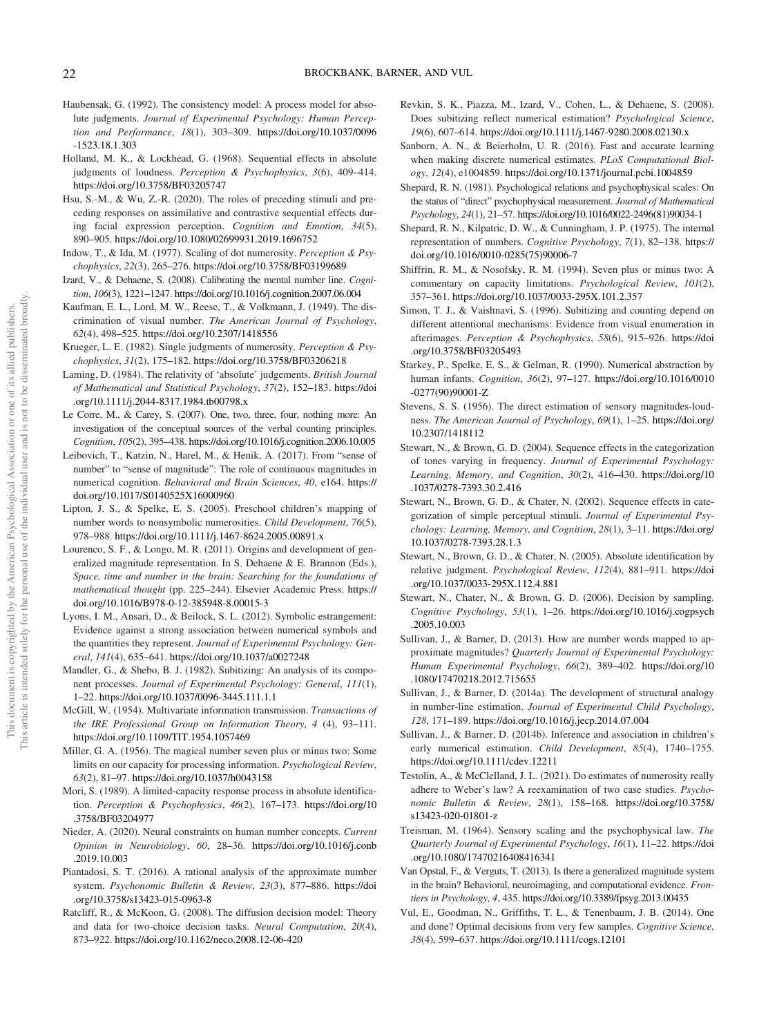Haubensak, G. (1992). The consistency model: A process model for absolute judgments. *Journal of Experimental Psychology: Human Perception and Performance*, *18*(1), 303–309. https://doi.org/10.1037/0096-1523.18.1.303

Holland, M. K., & Lockhead, G. (1968). Sequential effects in absolute judgments of loudness. *Perception & Psychophysics*, *3*(6), 409–414. https://doi.org/10.3758/BF03205747

Hsu, S.-M., & Wu, Z.-R. (2020). The roles of preceding stimuli and preceding responses on assimilative and contrastive sequential effects during facial expression perception. *Cognition and Emotion*, *34*(5), 890–905. https://doi.org/10.1080/02699931.2019.1696752

Indow, T., & Ida, M. (1977). Scaling of dot numerosity. *Perception & Psychophysics*, *22*(3), 265–276. https://doi.org/10.3758/BF03199689

Izard, V., & Dehaene, S. (2008). Calibrating the mental number line. *Cognition*, *106*(3), 1221–1247. https://doi.org/10.1016/j.cognition.2007.06.004

Kaufman, E. L., Lord, M. W., Reese, T., & Volkmann, J. (1949). The discrimination of visual number. *The American Journal of Psychology*, *62*(4), 498–525. https://doi.org/10.2307/1418556

Krueger, L. E. (1982). Single judgments of numerosity. *Perception & Psychophysics*, *31*(2), 175–182. https://doi.org/10.3758/BF03206218

Laming, D. (1984). The relativity of 'absolute' judgements. *British Journal of Mathematical and Statistical Psychology*, *37*(2), 152–183. https://doi.org/10.1111/j.2044-8317.1984.tb00798.x

Le Corre, M., & Carey, S. (2007). One, two, three, four, nothing more: An investigation of the conceptual sources of the verbal counting principles. *Cognition*, *105*(2), 395–438. https://doi.org/10.1016/j.cognition.2006.10.005

Leibovich, T., Katzin, N., Harel, M., & Henik, A. (2017). From "sense of number" to "sense of magnitude": The role of continuous magnitudes in numerical cognition. *Behavioral and Brain Sciences*, *40*, e164. https://doi.org/10.1017/S0140525X16000960

Lipton, J. S., & Spelke, E. S. (2005). Preschool children's mapping of number words to nonsymbolic numerosities. *Child Development*, *76*(5), 978–988. https://doi.org/10.1111/j.1467-8624.2005.00891.x

Lourenco, S. F., & Longo, M. R. (2011). Origins and development of generalized magnitude representation. In S. Dehaene & E. Brannon (Eds.), *Space, time and number in the brain: Searching for the foundations of mathematical thought* (pp. 225–244). Elsevier Academic Press. https://doi.org/10.1016/B978-0-12-385948-8.00015-3

Lyons, I. M., Ansari, D., & Beilock, S. L. (2012). Symbolic estrangement: Evidence against a strong association between numerical symbols and the quantities they represent. *Journal of Experimental Psychology: General*, *141*(4), 635–641. https://doi.org/10.1037/a0027248

Mandler, G., & Shebo, B. J. (1982). Subitizing: An analysis of its component processes. *Journal of Experimental Psychology: General*, *111*(1), 1–22. https://doi.org/10.1037/0096-3445.111.1.1

McGill, W. (1954). Multivariate information transmission. *Transactions of the IRE Professional Group on Information Theory*, *4* (4), 93–111. https://doi.org/10.1109/TIT.1954.1057469

Miller, G. A. (1956). The magical number seven plus or minus two: Some limits on our capacity for processing information. *Psychological Review*, *63*(2), 81–97. https://doi.org/10.1037/h0043158

Mori, S. (1989). A limited-capacity response process in absolute identification. *Perception & Psychophysics*, *46*(2), 167–173. https://doi.org/10.3758/BF03204977

Nieder, A. (2020). Neural constraints on human number concepts. *Current Opinion in Neurobiology*, *60*, 28–36. https://doi.org/10.1016/j.conb.2019.10.003

Piantadosi, S. T. (2016). A rational analysis of the approximate number system. *Psychonomic Bulletin & Review*, *23*(3), 877–886. https://doi.org/10.3758/s13423-015-0963-8

Ratcliff, R., & McKoon, G. (2008). The diffusion decision model: Theory and data for two-choice decision tasks. *Neural Computation*, *20*(4), 873–922. https://doi.org/10.1162/neco.2008.12-06-420

Revkin, S. K., Piazza, M., Izard, V., Cohen, L., & Dehaene, S. (2008). Does subitizing reflect numerical estimation? *Psychological Science*, *19*(6), 607–614. https://doi.org/10.1111/j.1467-9280.2008.02130.x

Sanborn, A. N., & Beierholm, U. R. (2016). Fast and accurate learning when making discrete numerical estimates. *PLoS Computational Biology*, *12*(4), e1004859. https://doi.org/10.1371/journal.pcbi.1004859

Shepard, R. N. (1981). Psychological relations and psychophysical scales: On the status of "direct" psychophysical measurement. *Journal of Mathematical Psychology*, *24*(1), 21–57. https://doi.org/10.1016/0022-2496(81)90034-1

Shepard, R. N., Kilpatric, D. W., & Cunningham, J. P. (1975). The internal representation of numbers. *Cognitive Psychology*, *7*(1), 82–138. https://doi.org/10.1016/0010-0285(75)90006-7

Shiffrin, R. M., & Nosofsky, R. M. (1994). Seven plus or minus two: A commentary on capacity limitations. *Psychological Review*, *101*(2), 357–361. https://doi.org/10.1037/0033-295X.101.2.357

Simon, T. J., & Vaishnavi, S. (1996). Subitizing and counting depend on different attentional mechanisms: Evidence from visual enumeration in afterimages. *Perception & Psychophysics*, *58*(6), 915–926. https://doi.org/10.3758/BF03205493

Starkey, P., Spelke, E. S., & Gelman, R. (1990). Numerical abstraction by human infants. *Cognition*, *36*(2), 97–127. https://doi.org/10.1016/0010-0277(90)90001-Z

Stevens, S. S. (1956). The direct estimation of sensory magnitudes-loudness. *The American Journal of Psychology*, *69*(1), 1–25. https://doi.org/10.2307/1418112

Stewart, N., & Brown, G. D. (2004). Sequence effects in the categorization of tones varying in frequency. *Journal of Experimental Psychology: Learning, Memory, and Cognition*, *30*(2), 416–430. https://doi.org/10.1037/0278-7393.30.2.416

Stewart, N., Brown, G. D., & Chater, N. (2002). Sequence effects in categorization of simple perceptual stimuli. *Journal of Experimental Psychology: Learning, Memory, and Cognition*, *28*(1), 3–11. https://doi.org/10.1037/0278-7393.28.1.3

Stewart, N., Brown, G. D., & Chater, N. (2005). Absolute identification by relative judgment. *Psychological Review*, *112*(4), 881–911. https://doi.org/10.1037/0033-295X.112.4.881

Stewart, N., Chater, N., & Brown, G. D. (2006). Decision by sampling. *Cognitive Psychology*, *53*(1), 1–26. https://doi.org/10.1016/j.cogpsych.2005.10.003

Sullivan, J., & Barner, D. (2013). How are number words mapped to approximate magnitudes? *Quarterly Journal of Experimental Psychology: Human Experimental Psychology*, *66*(2), 389–402. https://doi.org/10.1080/17470218.2012.715655

Sullivan, J., & Barner, D. (2014a). The development of structural analogy in number-line estimation. *Journal of Experimental Child Psychology*, *128*, 171–189. https://doi.org/10.1016/j.jecp.2014.07.004

Sullivan, J., & Barner, D. (2014b). Inference and association in children's early numerical estimation. *Child Development*, *85*(4), 1740–1755. https://doi.org/10.1111/cdev.12211

Testolin, A., & McClelland, J. L. (2021). Do estimates of numerosity really adhere to Weber's law? A reexamination of two case studies. *Psychonomic Bulletin & Review*, *28*(1), 158–168. https://doi.org/10.3758/s13423-020-01801-z

Treisman, M. (1964). Sensory scaling and the psychophysical law. *The Quarterly Journal of Experimental Psychology*, *16*(1), 11–22. https://doi.org/10.1080/17470216408416341

Van Opstal, F., & Verguts, T. (2013). Is there a generalized magnitude system in the brain? Behavioral, neuroimaging, and computational evidence. *Frontiers in Psychology*, *4*, 435. https://doi.org/10.3389/fpsyg.2013.00435

Vul, E., Goodman, N., Griffiths, T. L., & Tenenbaum, J. B. (2014). One and done? Optimal decisions from very few samples. *Cognitive Science*, *38*(4), 599–637. https://doi.org/10.1111/cogs.12101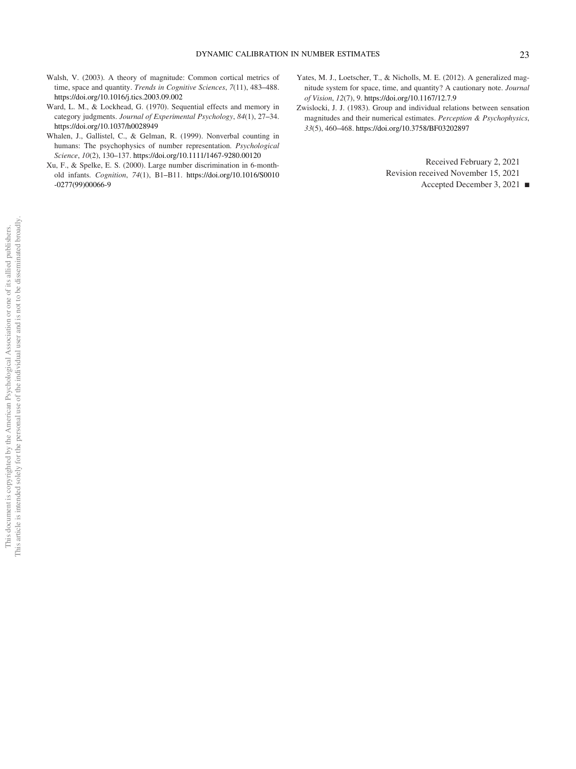Walsh, V. (2003). A theory of magnitude: Common cortical metrics of time, space and quantity. *Trends in Cognitive Sciences*, *7*(11), 483–488. https://doi.org/10.1016/j.tics.2003.09.002

Ward, L. M., & Lockhead, G. (1970). Sequential effects and memory in category judgments. *Journal of Experimental Psychology*, *84*(1), 27–34. https://doi.org/10.1037/h0028949

Whalen, J., Gallistel, C., & Gelman, R. (1999). Nonverbal counting in humans: The psychophysics of number representation. *Psychological Science*, *10*(2), 130–137. https://doi.org/10.1111/1467-9280.00120

Xu, F., & Spelke, E. S. (2000). Large number discrimination in 6-month-old infants. *Cognition*, *74*(1), B1–B11. https://doi.org/10.1016/S0010-0277(99)00066-9

Yates, M. J., Loetscher, T., & Nicholls, M. E. (2012). A generalized magnitude system for space, time, and quantity? A cautionary note. *Journal of Vision*, *12*(7), 9. https://doi.org/10.1167/12.7.9

Zwislocki, J. J. (1983). Group and individual relations between sensation magnitudes and their numerical estimates. *Perception & Psychophysics*, *33*(5), 460–468. https://doi.org/10.3758/BF03202897

Received February 2, 2021
Revision received November 15, 2021
Accepted December 3, 2021 ■